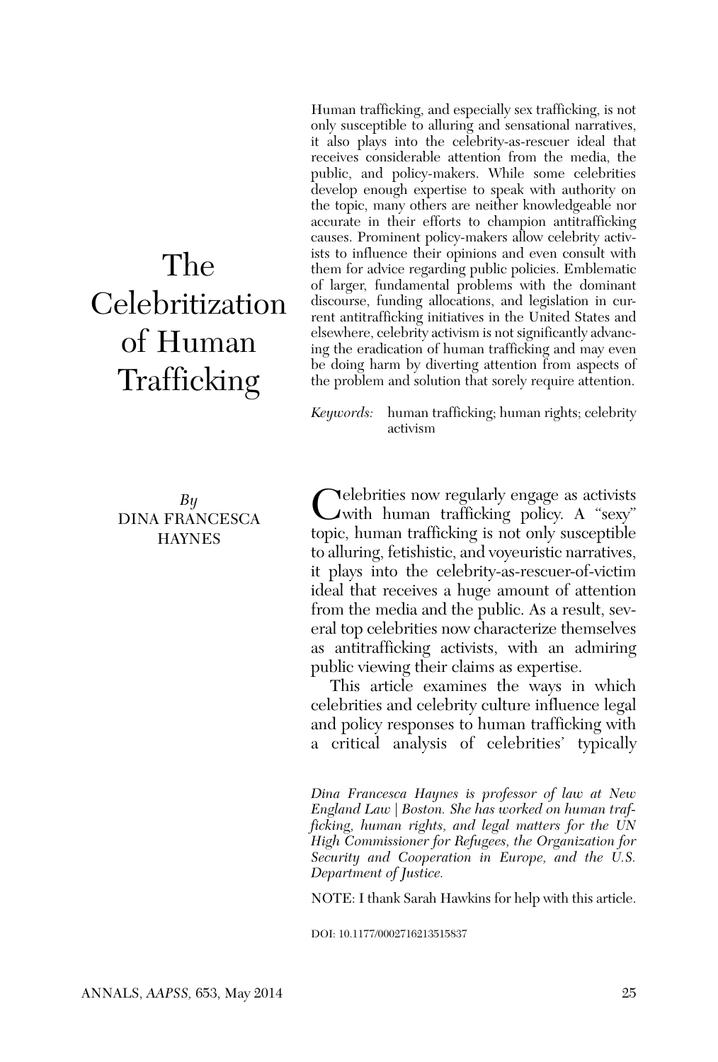# The Celebritization of Human Trafficking

*By* DINA FRANCESCA HAYNES

Human trafficking, and especially sex trafficking, is not only susceptible to alluring and sensational narratives, it also plays into the celebrity-as-rescuer ideal that receives considerable attention from the media, the public, and policy-makers. While some celebrities develop enough expertise to speak with authority on the topic, many others are neither knowledgeable nor accurate in their efforts to champion antitrafficking causes. Prominent policy-makers allow celebrity activists to influence their opinions and even consult with them for advice regarding public policies. Emblematic of larger, fundamental problems with the dominant discourse, funding allocations, and legislation in current antitrafficking initiatives in the United States and elsewhere, celebrity activism is not significantly advancing the eradication of human trafficking and may even be doing harm by diverting attention from aspects of the problem and solution that sorely require attention.

*Keywords:* human trafficking; human rights; celebrity activism

Celebrities now regularly engage as activists with human trafficking policy. A "sexy" topic, human trafficking is not only susceptible to alluring, fetishistic, and voyeuristic narratives, it plays into the celebrity-as-rescuer-of-victim ideal that receives a huge amount of attention from the media and the public. As a result, several top celebrities now characterize themselves as antitrafficking activists, with an admiring public viewing their claims as expertise.

This article examines the ways in which celebrities and celebrity culture influence legal and policy responses to human trafficking with a critical analysis of celebrities' typically

*Dina Francesca Haynes is professor of law at New England Law | Boston. She has worked on human trafficking, human rights, and legal matters for the UN High Commissioner for Refugees, the Organization for Security and Cooperation in Europe, and the U.S. Department of Justice.*

NOTE: I thank Sarah Hawkins for help with this article.

DOI: 10.1177/0002716213515837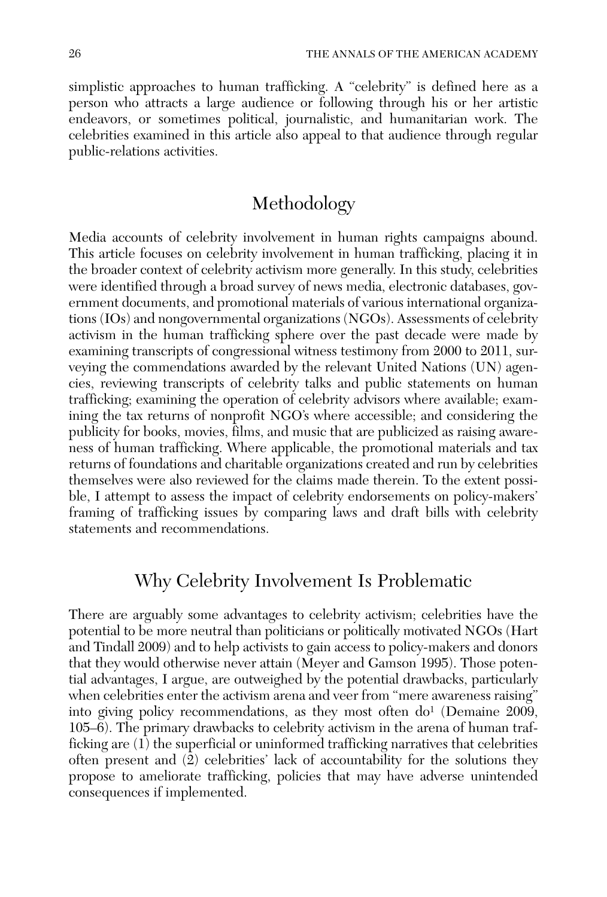simplistic approaches to human trafficking. A "celebrity" is defined here as a person who attracts a large audience or following through his or her artistic endeavors, or sometimes political, journalistic, and humanitarian work. The celebrities examined in this article also appeal to that audience through regular public-relations activities.

## Methodology

Media accounts of celebrity involvement in human rights campaigns abound. This article focuses on celebrity involvement in human trafficking, placing it in the broader context of celebrity activism more generally. In this study, celebrities were identified through a broad survey of news media, electronic databases, government documents, and promotional materials of various international organizations (IOs) and nongovernmental organizations (NGOs). Assessments of celebrity activism in the human trafficking sphere over the past decade were made by examining transcripts of congressional witness testimony from 2000 to 2011, surveying the commendations awarded by the relevant United Nations (UN) agencies, reviewing transcripts of celebrity talks and public statements on human trafficking; examining the operation of celebrity advisors where available; examining the tax returns of nonprofit NGO's where accessible; and considering the publicity for books, movies, films, and music that are publicized as raising awareness of human trafficking. Where applicable, the promotional materials and tax returns of foundations and charitable organizations created and run by celebrities themselves were also reviewed for the claims made therein. To the extent possible, I attempt to assess the impact of celebrity endorsements on policy-makers' framing of trafficking issues by comparing laws and draft bills with celebrity statements and recommendations.

## Why Celebrity Involvement Is Problematic

There are arguably some advantages to celebrity activism; celebrities have the potential to be more neutral than politicians or politically motivated NGOs (Hart and Tindall 2009) and to help activists to gain access to policy-makers and donors that they would otherwise never attain (Meyer and Gamson 1995). Those potential advantages, I argue, are outweighed by the potential drawbacks, particularly when celebrities enter the activism arena and veer from "mere awareness raising" into giving policy recommendations, as they most often do[1] (Demaine 2009, 105–6). The primary drawbacks to celebrity activism in the arena of human trafficking are (1) the superficial or uninformed trafficking narratives that celebrities often present and (2) celebrities' lack of accountability for the solutions they propose to ameliorate trafficking, policies that may have adverse unintended consequences if implemented.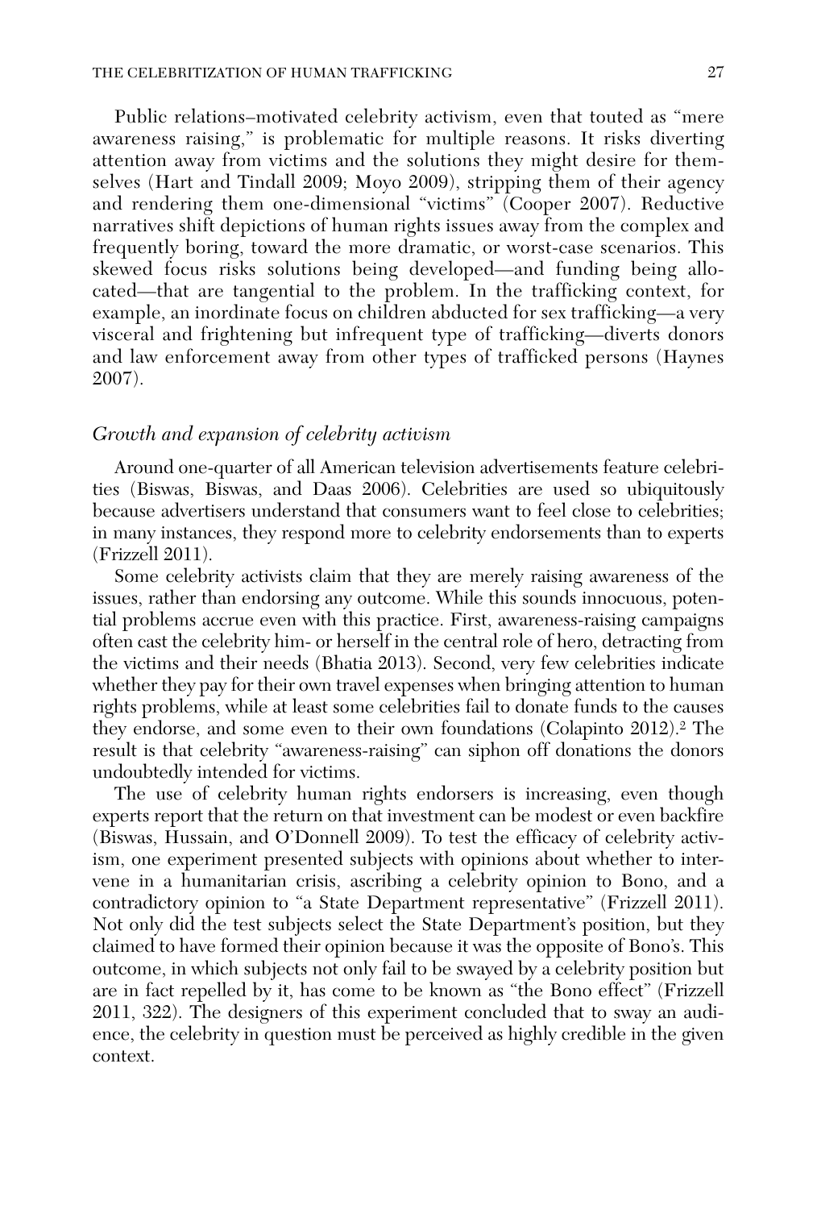Public relations–motivated celebrity activism, even that touted as "mere awareness raising," is problematic for multiple reasons. It risks diverting attention away from victims and the solutions they might desire for themselves (Hart and Tindall 2009; Moyo 2009), stripping them of their agency and rendering them one-dimensional "victims" (Cooper 2007). Reductive narratives shift depictions of human rights issues away from the complex and frequently boring, toward the more dramatic, or worst-case scenarios. This skewed focus risks solutions being developed—and funding being allocated—that are tangential to the problem. In the trafficking context, for example, an inordinate focus on children abducted for sex trafficking—a very visceral and frightening but infrequent type of trafficking—diverts donors and law enforcement away from other types of trafficked persons (Haynes 2007).

### *Growth and expansion of celebrity activism*

Around one-quarter of all American television advertisements feature celebrities (Biswas, Biswas, and Daas 2006). Celebrities are used so ubiquitously because advertisers understand that consumers want to feel close to celebrities; in many instances, they respond more to celebrity endorsements than to experts (Frizzell 2011).

Some celebrity activists claim that they are merely raising awareness of the issues, rather than endorsing any outcome. While this sounds innocuous, potential problems accrue even with this practice. First, awareness-raising campaigns often cast the celebrity him- or herself in the central role of hero, detracting from the victims and their needs (Bhatia 2013). Second, very few celebrities indicate whether they pay for their own travel expenses when bringing attention to human rights problems, while at least some celebrities fail to donate funds to the causes they endorse, and some even to their own foundations (Colapinto 2012).[2] The result is that celebrity "awareness-raising" can siphon off donations the donors undoubtedly intended for victims.

The use of celebrity human rights endorsers is increasing, even though experts report that the return on that investment can be modest or even backfire (Biswas, Hussain, and O'Donnell 2009). To test the efficacy of celebrity activism, one experiment presented subjects with opinions about whether to intervene in a humanitarian crisis, ascribing a celebrity opinion to Bono, and a contradictory opinion to "a State Department representative" (Frizzell 2011). Not only did the test subjects select the State Department's position, but they claimed to have formed their opinion because it was the opposite of Bono's. This outcome, in which subjects not only fail to be swayed by a celebrity position but are in fact repelled by it, has come to be known as "the Bono effect" (Frizzell 2011, 322). The designers of this experiment concluded that to sway an audience, the celebrity in question must be perceived as highly credible in the given context.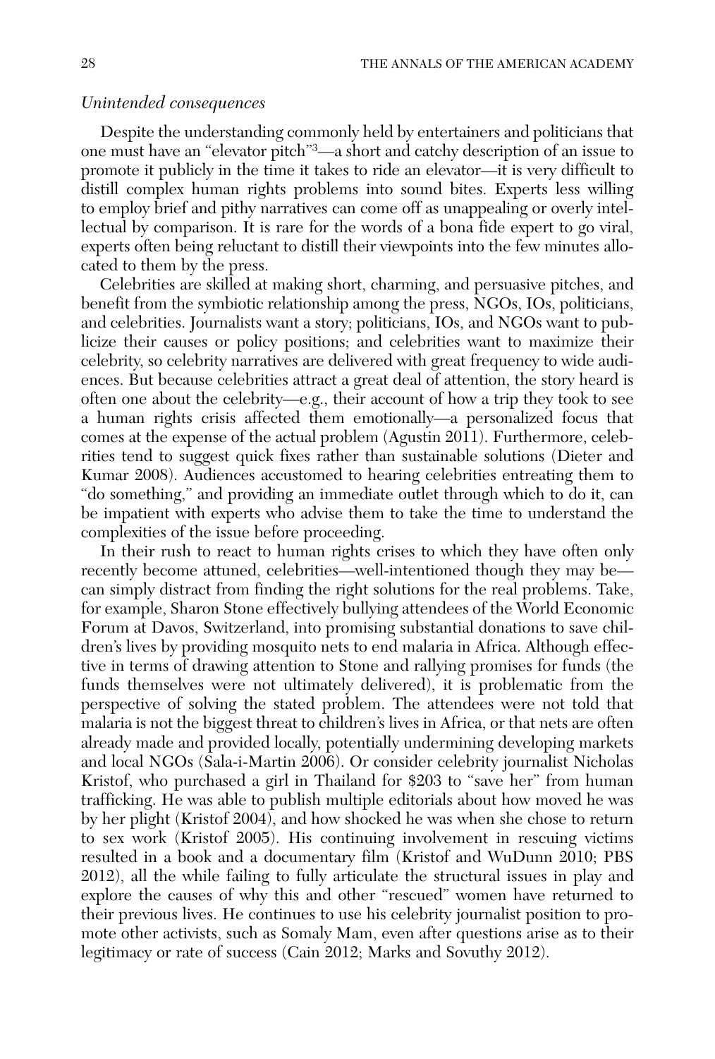*Unintended consequences*

Despite the understanding commonly held by entertainers and politicians that one must have an "elevator pitch"[3]—a short and catchy description of an issue to promote it publicly in the time it takes to ride an elevator—it is very difficult to distill complex human rights problems into sound bites. Experts less willing to employ brief and pithy narratives can come off as unappealing or overly intellectual by comparison. It is rare for the words of a bona fide expert to go viral, experts often being reluctant to distill their viewpoints into the few minutes allocated to them by the press.

Celebrities are skilled at making short, charming, and persuasive pitches, and benefit from the symbiotic relationship among the press, NGOs, IOs, politicians, and celebrities. Journalists want a story; politicians, IOs, and NGOs want to publicize their causes or policy positions; and celebrities want to maximize their celebrity, so celebrity narratives are delivered with great frequency to wide audiences. But because celebrities attract a great deal of attention, the story heard is often one about the celebrity—e.g., their account of how a trip they took to see a human rights crisis affected them emotionally—a personalized focus that comes at the expense of the actual problem (Agustin 2011). Furthermore, celebrities tend to suggest quick fixes rather than sustainable solutions (Dieter and Kumar 2008). Audiences accustomed to hearing celebrities entreating them to "do something," and providing an immediate outlet through which to do it, can be impatient with experts who advise them to take the time to understand the complexities of the issue before proceeding.

In their rush to react to human rights crises to which they have often only recently become attuned, celebrities—well-intentioned though they may be—can simply distract from finding the right solutions for the real problems. Take, for example, Sharon Stone effectively bullying attendees of the World Economic Forum at Davos, Switzerland, into promising substantial donations to save children's lives by providing mosquito nets to end malaria in Africa. Although effective in terms of drawing attention to Stone and rallying promises for funds (the funds themselves were not ultimately delivered), it is problematic from the perspective of solving the stated problem. The attendees were not told that malaria is not the biggest threat to children's lives in Africa, or that nets are often already made and provided locally, potentially undermining developing markets and local NGOs (Sala-i-Martin 2006). Or consider celebrity journalist Nicholas Kristof, who purchased a girl in Thailand for $203 to "save her" from human trafficking. He was able to publish multiple editorials about how moved he was by her plight (Kristof 2004), and how shocked he was when she chose to return to sex work (Kristof 2005). His continuing involvement in rescuing victims resulted in a book and a documentary film (Kristof and WuDunn 2010; PBS 2012), all the while failing to fully articulate the structural issues in play and explore the causes of why this and other "rescued" women have returned to their previous lives. He continues to use his celebrity journalist position to promote other activists, such as Somaly Mam, even after questions arise as to their legitimacy or rate of success (Cain 2012; Marks and Sovuthy 2012).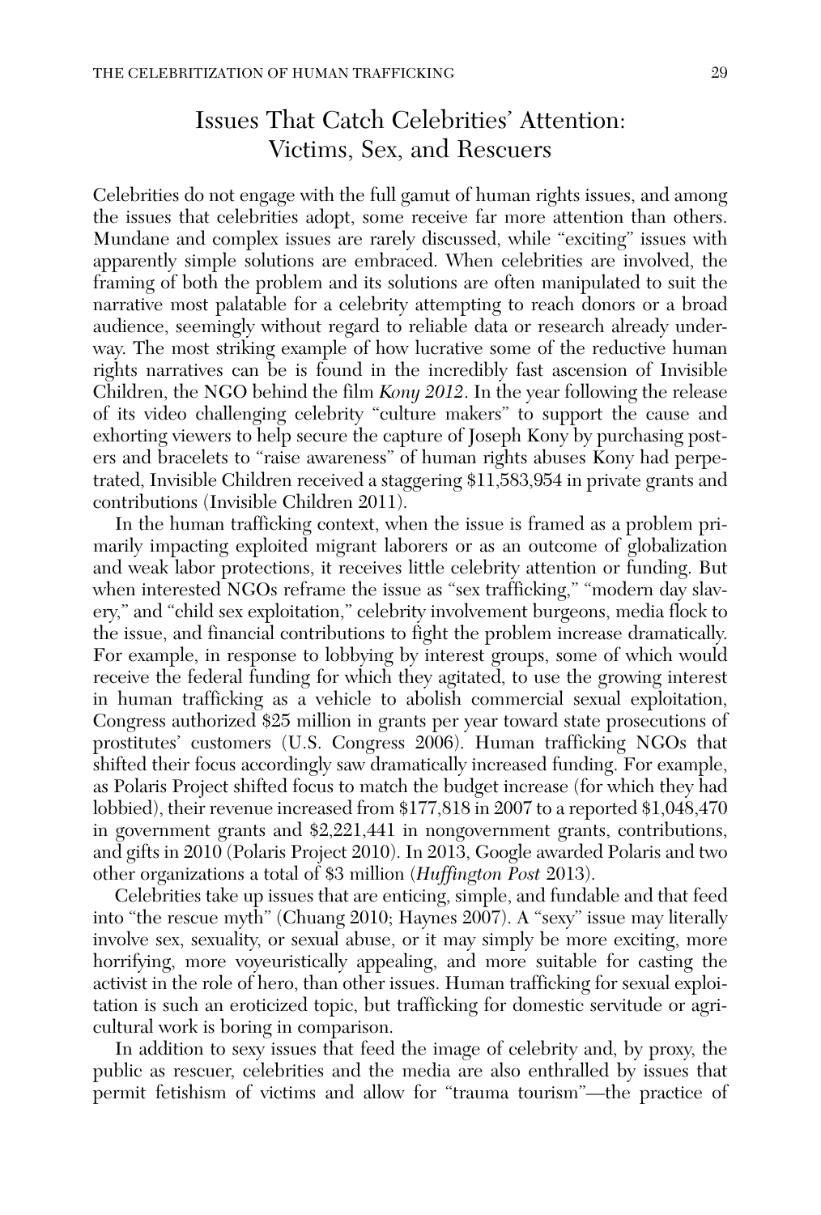## Issues That Catch Celebrities' Attention: Victims, Sex, and Rescuers

Celebrities do not engage with the full gamut of human rights issues, and among the issues that celebrities adopt, some receive far more attention than others. Mundane and complex issues are rarely discussed, while "exciting" issues with apparently simple solutions are embraced. When celebrities are involved, the framing of both the problem and its solutions are often manipulated to suit the narrative most palatable for a celebrity attempting to reach donors or a broad audience, seemingly without regard to reliable data or research already underway. The most striking example of how lucrative some of the reductive human rights narratives can be is found in the incredibly fast ascension of Invisible Children, the NGO behind the film *Kony 2012*. In the year following the release of its video challenging celebrity "culture makers" to support the cause and exhorting viewers to help secure the capture of Joseph Kony by purchasing posters and bracelets to "raise awareness" of human rights abuses Kony had perpetrated, Invisible Children received a staggering $11,583,954 in private grants and contributions (Invisible Children 2011).

In the human trafficking context, when the issue is framed as a problem primarily impacting exploited migrant laborers or as an outcome of globalization and weak labor protections, it receives little celebrity attention or funding. But when interested NGOs reframe the issue as "sex trafficking," "modern day slavery," and "child sex exploitation," celebrity involvement burgeons, media flock to the issue, and financial contributions to fight the problem increase dramatically. For example, in response to lobbying by interest groups, some of which would receive the federal funding for which they agitated, to use the growing interest in human trafficking as a vehicle to abolish commercial sexual exploitation, Congress authorized $25 million in grants per year toward state prosecutions of prostitutes' customers (U.S. Congress 2006). Human trafficking NGOs that shifted their focus accordingly saw dramatically increased funding. For example, as Polaris Project shifted focus to match the budget increase (for which they had lobbied), their revenue increased from $177,818 in 2007 to a reported $1,048,470 in government grants and $2,221,441 in nongovernment grants, contributions, and gifts in 2010 (Polaris Project 2010). In 2013, Google awarded Polaris and two other organizations a total of $3 million (*Huffington Post* 2013).

Celebrities take up issues that are enticing, simple, and fundable and that feed into "the rescue myth" (Chuang 2010; Haynes 2007). A "sexy" issue may literally involve sex, sexuality, or sexual abuse, or it may simply be more exciting, more horrifying, more voyeuristically appealing, and more suitable for casting the activist in the role of hero, than other issues. Human trafficking for sexual exploitation is such an eroticized topic, but trafficking for domestic servitude or agricultural work is boring in comparison.

In addition to sexy issues that feed the image of celebrity and, by proxy, the public as rescuer, celebrities and the media are also enthralled by issues that permit fetishism of victims and allow for "trauma tourism"—the practice of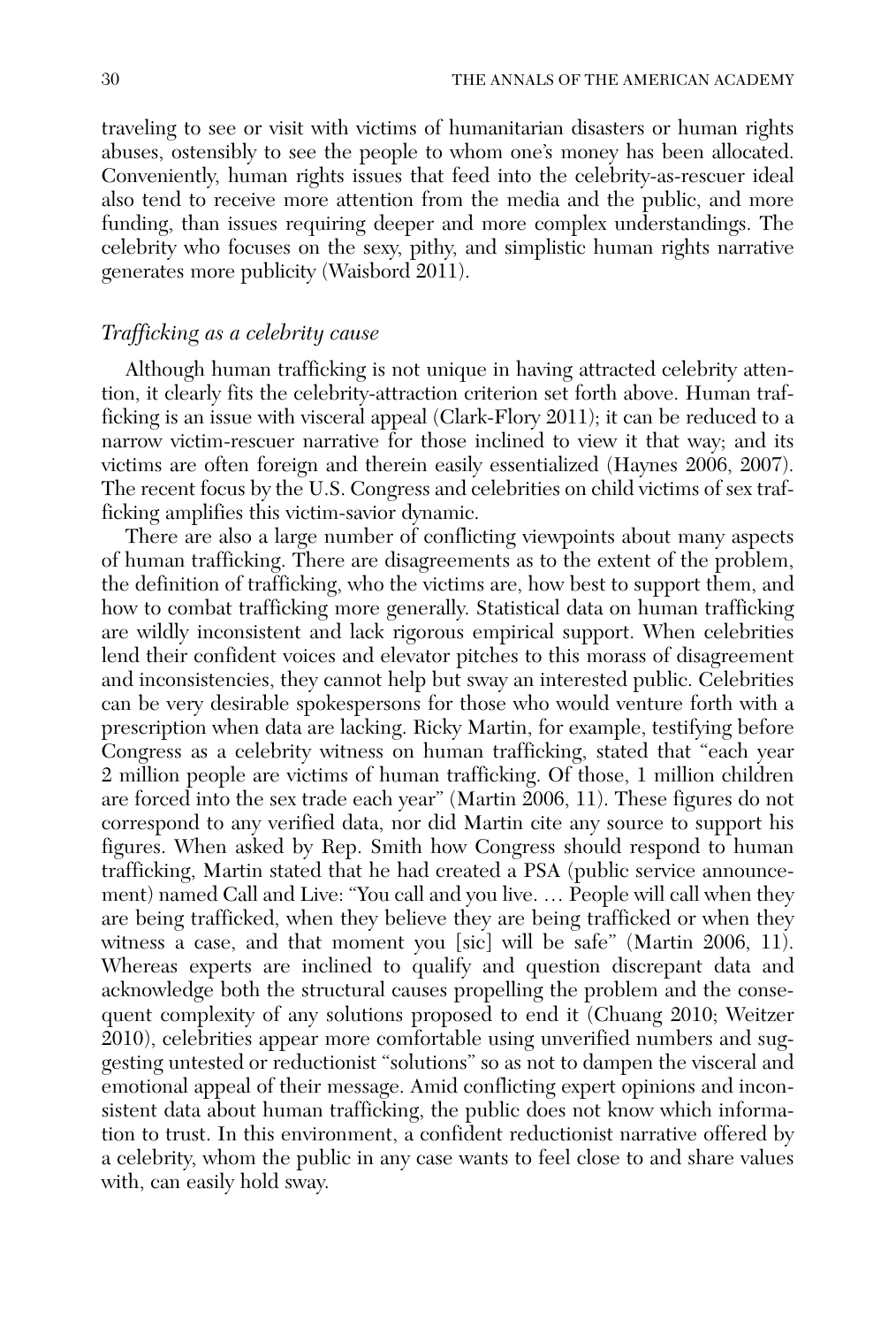traveling to see or visit with victims of humanitarian disasters or human rights abuses, ostensibly to see the people to whom one's money has been allocated. Conveniently, human rights issues that feed into the celebrity-as-rescuer ideal also tend to receive more attention from the media and the public, and more funding, than issues requiring deeper and more complex understandings. The celebrity who focuses on the sexy, pithy, and simplistic human rights narrative generates more publicity (Waisbord 2011).

### *Trafficking as a celebrity cause*

Although human trafficking is not unique in having attracted celebrity attention, it clearly fits the celebrity-attraction criterion set forth above. Human trafficking is an issue with visceral appeal (Clark-Flory 2011); it can be reduced to a narrow victim-rescuer narrative for those inclined to view it that way; and its victims are often foreign and therein easily essentialized (Haynes 2006, 2007). The recent focus by the U.S. Congress and celebrities on child victims of sex trafficking amplifies this victim-savior dynamic.

There are also a large number of conflicting viewpoints about many aspects of human trafficking. There are disagreements as to the extent of the problem, the definition of trafficking, who the victims are, how best to support them, and how to combat trafficking more generally. Statistical data on human trafficking are wildly inconsistent and lack rigorous empirical support. When celebrities lend their confident voices and elevator pitches to this morass of disagreement and inconsistencies, they cannot help but sway an interested public. Celebrities can be very desirable spokespersons for those who would venture forth with a prescription when data are lacking. Ricky Martin, for example, testifying before Congress as a celebrity witness on human trafficking, stated that "each year 2 million people are victims of human trafficking. Of those, 1 million children are forced into the sex trade each year" (Martin 2006, 11). These figures do not correspond to any verified data, nor did Martin cite any source to support his figures. When asked by Rep. Smith how Congress should respond to human trafficking, Martin stated that he had created a PSA (public service announcement) named Call and Live: "You call and you live. … People will call when they are being trafficked, when they believe they are being trafficked or when they witness a case, and that moment you [sic] will be safe" (Martin 2006, 11). Whereas experts are inclined to qualify and question discrepant data and acknowledge both the structural causes propelling the problem and the consequent complexity of any solutions proposed to end it (Chuang 2010; Weitzer 2010), celebrities appear more comfortable using unverified numbers and suggesting untested or reductionist "solutions" so as not to dampen the visceral and emotional appeal of their message. Amid conflicting expert opinions and inconsistent data about human trafficking, the public does not know which information to trust. In this environment, a confident reductionist narrative offered by a celebrity, whom the public in any case wants to feel close to and share values with, can easily hold sway.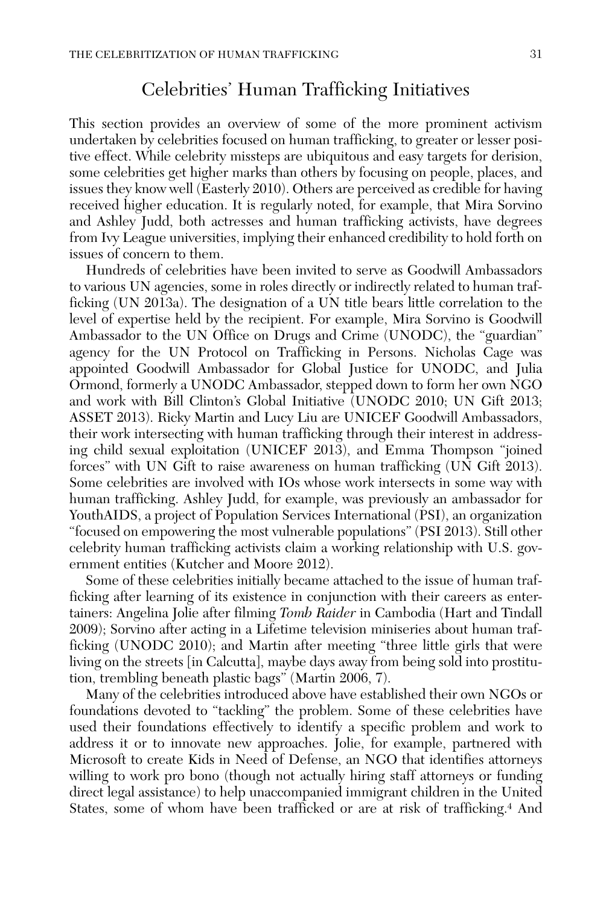## Celebrities' Human Trafficking Initiatives

This section provides an overview of some of the more prominent activism undertaken by celebrities focused on human trafficking, to greater or lesser positive effect. While celebrity missteps are ubiquitous and easy targets for derision, some celebrities get higher marks than others by focusing on people, places, and issues they know well (Easterly 2010). Others are perceived as credible for having received higher education. It is regularly noted, for example, that Mira Sorvino and Ashley Judd, both actresses and human trafficking activists, have degrees from Ivy League universities, implying their enhanced credibility to hold forth on issues of concern to them.

Hundreds of celebrities have been invited to serve as Goodwill Ambassadors to various UN agencies, some in roles directly or indirectly related to human trafficking (UN 2013a). The designation of a UN title bears little correlation to the level of expertise held by the recipient. For example, Mira Sorvino is Goodwill Ambassador to the UN Office on Drugs and Crime (UNODC), the "guardian" agency for the UN Protocol on Trafficking in Persons. Nicholas Cage was appointed Goodwill Ambassador for Global Justice for UNODC, and Julia Ormond, formerly a UNODC Ambassador, stepped down to form her own NGO and work with Bill Clinton's Global Initiative (UNODC 2010; UN Gift 2013; ASSET 2013). Ricky Martin and Lucy Liu are UNICEF Goodwill Ambassadors, their work intersecting with human trafficking through their interest in addressing child sexual exploitation (UNICEF 2013), and Emma Thompson "joined forces" with UN Gift to raise awareness on human trafficking (UN Gift 2013). Some celebrities are involved with IOs whose work intersects in some way with human trafficking. Ashley Judd, for example, was previously an ambassador for YouthAIDS, a project of Population Services International (PSI), an organization "focused on empowering the most vulnerable populations" (PSI 2013). Still other celebrity human trafficking activists claim a working relationship with U.S. government entities (Kutcher and Moore 2012).

Some of these celebrities initially became attached to the issue of human trafficking after learning of its existence in conjunction with their careers as entertainers: Angelina Jolie after filming *Tomb Raider* in Cambodia (Hart and Tindall 2009); Sorvino after acting in a Lifetime television miniseries about human trafficking (UNODC 2010); and Martin after meeting "three little girls that were living on the streets [in Calcutta], maybe days away from being sold into prostitution, trembling beneath plastic bags" (Martin 2006, 7).

Many of the celebrities introduced above have established their own NGOs or foundations devoted to "tackling" the problem. Some of these celebrities have used their foundations effectively to identify a specific problem and work to address it or to innovate new approaches. Jolie, for example, partnered with Microsoft to create Kids in Need of Defense, an NGO that identifies attorneys willing to work pro bono (though not actually hiring staff attorneys or funding direct legal assistance) to help unaccompanied immigrant children in the United States, some of whom have been trafficked or are at risk of trafficking.[4] And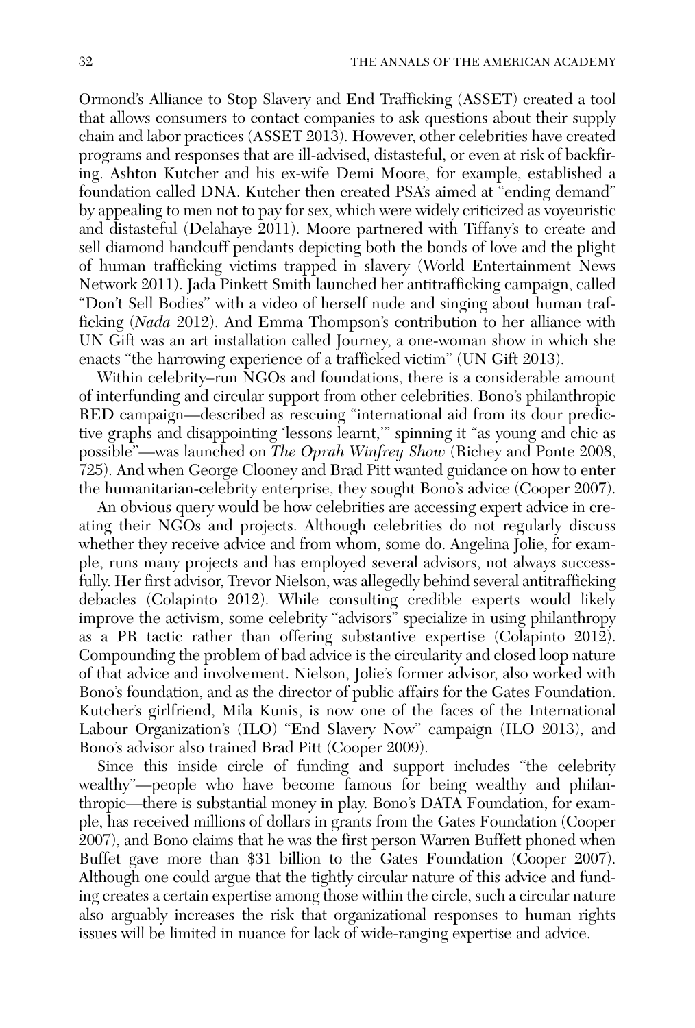Ormond's Alliance to Stop Slavery and End Trafficking (ASSET) created a tool that allows consumers to contact companies to ask questions about their supply chain and labor practices (ASSET 2013). However, other celebrities have created programs and responses that are ill-advised, distasteful, or even at risk of backfiring. Ashton Kutcher and his ex-wife Demi Moore, for example, established a foundation called DNA. Kutcher then created PSA's aimed at "ending demand" by appealing to men not to pay for sex, which were widely criticized as voyeuristic and distasteful (Delahaye 2011). Moore partnered with Tiffany's to create and sell diamond handcuff pendants depicting both the bonds of love and the plight of human trafficking victims trapped in slavery (World Entertainment News Network 2011). Jada Pinkett Smith launched her antitrafficking campaign, called "Don't Sell Bodies" with a video of herself nude and singing about human trafficking (*Nada* 2012). And Emma Thompson's contribution to her alliance with UN Gift was an art installation called Journey, a one-woman show in which she enacts "the harrowing experience of a trafficked victim" (UN Gift 2013).

Within celebrity–run NGOs and foundations, there is a considerable amount of interfunding and circular support from other celebrities. Bono's philanthropic RED campaign—described as rescuing "international aid from its dour predictive graphs and disappointing 'lessons learnt,'" spinning it "as young and chic as possible"—was launched on *The Oprah Winfrey Show* (Richey and Ponte 2008, 725). And when George Clooney and Brad Pitt wanted guidance on how to enter the humanitarian-celebrity enterprise, they sought Bono's advice (Cooper 2007).

An obvious query would be how celebrities are accessing expert advice in creating their NGOs and projects. Although celebrities do not regularly discuss whether they receive advice and from whom, some do. Angelina Jolie, for example, runs many projects and has employed several advisors, not always successfully. Her first advisor, Trevor Nielson, was allegedly behind several antitrafficking debacles (Colapinto 2012). While consulting credible experts would likely improve the activism, some celebrity "advisors" specialize in using philanthropy as a PR tactic rather than offering substantive expertise (Colapinto 2012). Compounding the problem of bad advice is the circularity and closed loop nature of that advice and involvement. Nielson, Jolie's former advisor, also worked with Bono's foundation, and as the director of public affairs for the Gates Foundation. Kutcher's girlfriend, Mila Kunis, is now one of the faces of the International Labour Organization's (ILO) "End Slavery Now" campaign (ILO 2013), and Bono's advisor also trained Brad Pitt (Cooper 2009).

Since this inside circle of funding and support includes "the celebrity wealthy"—people who have become famous for being wealthy and philanthropic—there is substantial money in play. Bono's DATA Foundation, for example, has received millions of dollars in grants from the Gates Foundation (Cooper 2007), and Bono claims that he was the first person Warren Buffett phoned when Buffet gave more than $31 billion to the Gates Foundation (Cooper 2007). Although one could argue that the tightly circular nature of this advice and funding creates a certain expertise among those within the circle, such a circular nature also arguably increases the risk that organizational responses to human rights issues will be limited in nuance for lack of wide-ranging expertise and advice.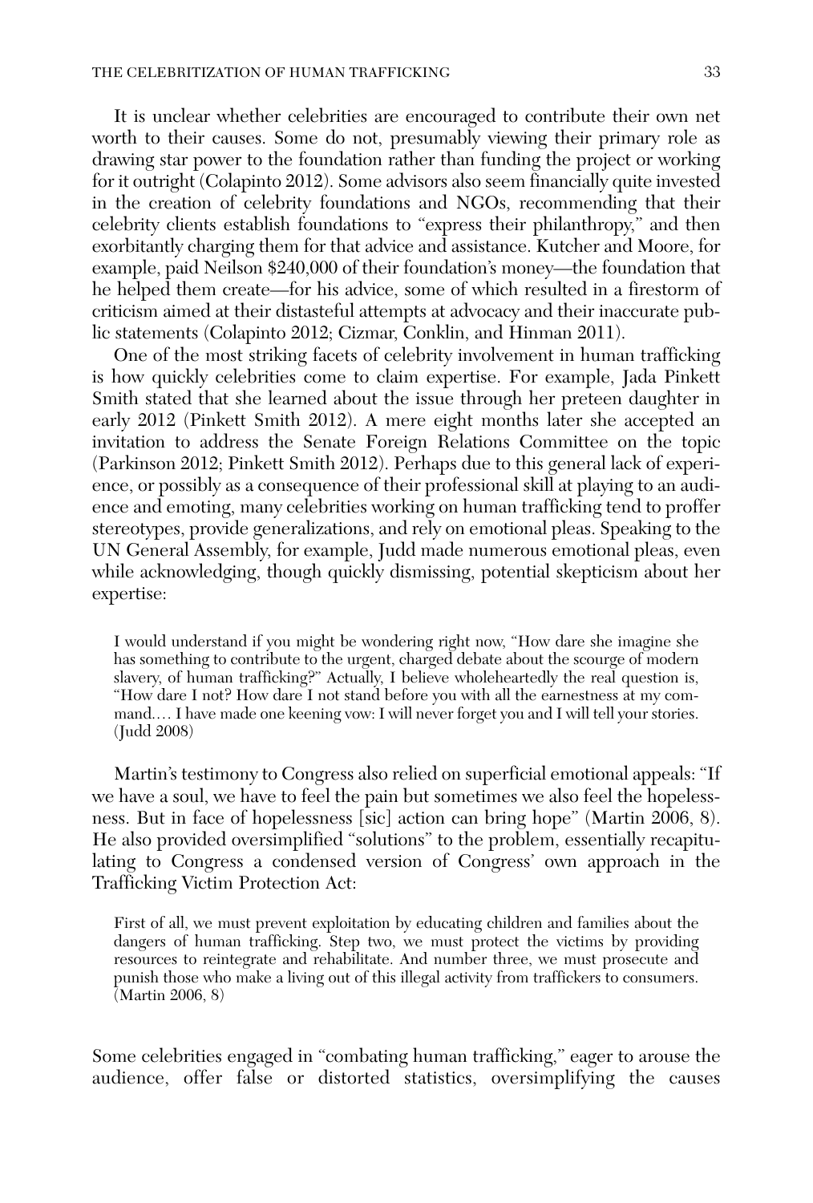It is unclear whether celebrities are encouraged to contribute their own net worth to their causes. Some do not, presumably viewing their primary role as drawing star power to the foundation rather than funding the project or working for it outright (Colapinto 2012). Some advisors also seem financially quite invested in the creation of celebrity foundations and NGOs, recommending that their celebrity clients establish foundations to "express their philanthropy," and then exorbitantly charging them for that advice and assistance. Kutcher and Moore, for example, paid Neilson $240,000 of their foundation's money—the foundation that he helped them create—for his advice, some of which resulted in a firestorm of criticism aimed at their distasteful attempts at advocacy and their inaccurate public statements (Colapinto 2012; Cizmar, Conklin, and Hinman 2011).

One of the most striking facets of celebrity involvement in human trafficking is how quickly celebrities come to claim expertise. For example, Jada Pinkett Smith stated that she learned about the issue through her preteen daughter in early 2012 (Pinkett Smith 2012). A mere eight months later she accepted an invitation to address the Senate Foreign Relations Committee on the topic (Parkinson 2012; Pinkett Smith 2012). Perhaps due to this general lack of experience, or possibly as a consequence of their professional skill at playing to an audience and emoting, many celebrities working on human trafficking tend to proffer stereotypes, provide generalizations, and rely on emotional pleas. Speaking to the UN General Assembly, for example, Judd made numerous emotional pleas, even while acknowledging, though quickly dismissing, potential skepticism about her expertise:

> I would understand if you might be wondering right now, "How dare she imagine she has something to contribute to the urgent, charged debate about the scourge of modern slavery, of human trafficking?" Actually, I believe wholeheartedly the real question is, "How dare I not? How dare I not stand before you with all the earnestness at my command.… I have made one keening vow: I will never forget you and I will tell your stories. (Judd 2008)

Martin's testimony to Congress also relied on superficial emotional appeals: "If we have a soul, we have to feel the pain but sometimes we also feel the hopelessness. But in face of hopelessness [sic] action can bring hope" (Martin 2006, 8). He also provided oversimplified "solutions" to the problem, essentially recapitulating to Congress a condensed version of Congress' own approach in the Trafficking Victim Protection Act:

> First of all, we must prevent exploitation by educating children and families about the dangers of human trafficking. Step two, we must protect the victims by providing resources to reintegrate and rehabilitate. And number three, we must prosecute and punish those who make a living out of this illegal activity from traffickers to consumers. (Martin 2006, 8)

Some celebrities engaged in "combating human trafficking," eager to arouse the audience, offer false or distorted statistics, oversimplifying the causes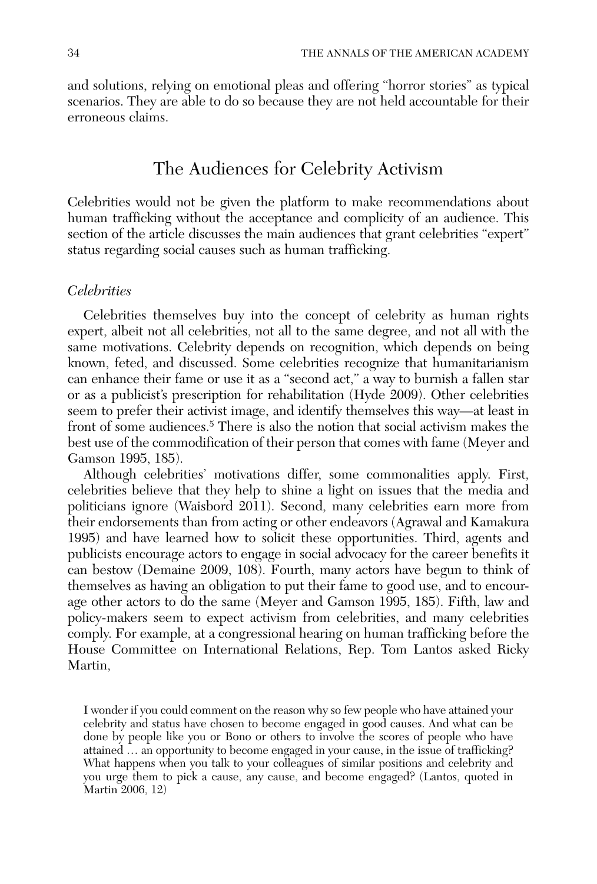and solutions, relying on emotional pleas and offering "horror stories" as typical scenarios. They are able to do so because they are not held accountable for their erroneous claims.

## The Audiences for Celebrity Activism

Celebrities would not be given the platform to make recommendations about human trafficking without the acceptance and complicity of an audience. This section of the article discusses the main audiences that grant celebrities "expert" status regarding social causes such as human trafficking.

### *Celebrities*

Celebrities themselves buy into the concept of celebrity as human rights expert, albeit not all celebrities, not all to the same degree, and not all with the same motivations. Celebrity depends on recognition, which depends on being known, feted, and discussed. Some celebrities recognize that humanitarianism can enhance their fame or use it as a "second act," a way to burnish a fallen star or as a publicist's prescription for rehabilitation (Hyde 2009). Other celebrities seem to prefer their activist image, and identify themselves this way—at least in front of some audiences.[5] There is also the notion that social activism makes the best use of the commodification of their person that comes with fame (Meyer and Gamson 1995, 185).

Although celebrities' motivations differ, some commonalities apply. First, celebrities believe that they help to shine a light on issues that the media and politicians ignore (Waisbord 2011). Second, many celebrities earn more from their endorsements than from acting or other endeavors (Agrawal and Kamakura 1995) and have learned how to solicit these opportunities. Third, agents and publicists encourage actors to engage in social advocacy for the career benefits it can bestow (Demaine 2009, 108). Fourth, many actors have begun to think of themselves as having an obligation to put their fame to good use, and to encourage other actors to do the same (Meyer and Gamson 1995, 185). Fifth, law and policy-makers seem to expect activism from celebrities, and many celebrities comply. For example, at a congressional hearing on human trafficking before the House Committee on International Relations, Rep. Tom Lantos asked Ricky Martin,

> I wonder if you could comment on the reason why so few people who have attained your celebrity and status have chosen to become engaged in good causes. And what can be done by people like you or Bono or others to involve the scores of people who have attained … an opportunity to become engaged in your cause, in the issue of trafficking? What happens when you talk to your colleagues of similar positions and celebrity and you urge them to pick a cause, any cause, and become engaged? (Lantos, quoted in Martin 2006, 12)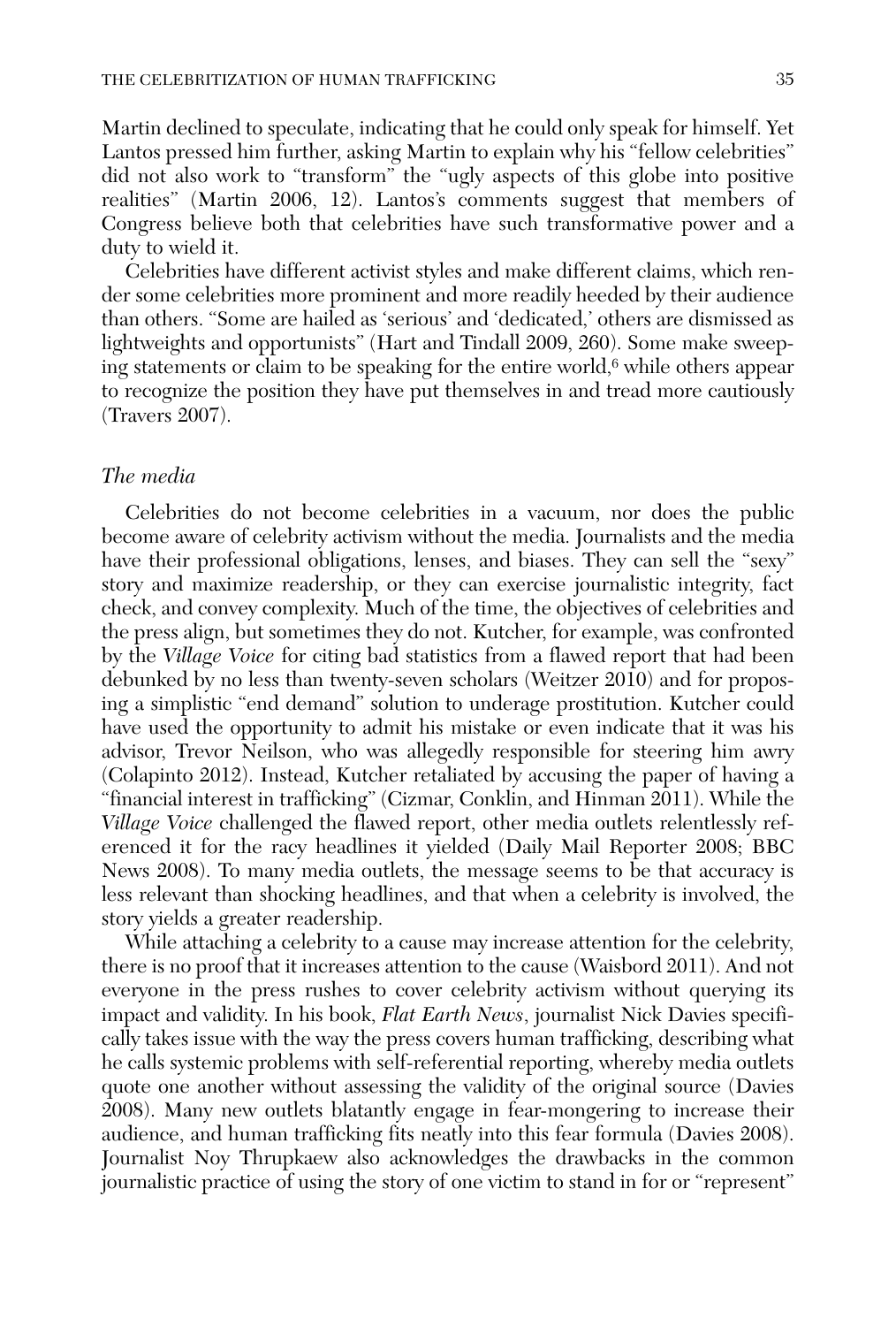Martin declined to speculate, indicating that he could only speak for himself. Yet Lantos pressed him further, asking Martin to explain why his "fellow celebrities" did not also work to "transform" the "ugly aspects of this globe into positive realities" (Martin 2006, 12). Lantos's comments suggest that members of Congress believe both that celebrities have such transformative power and a duty to wield it.

Celebrities have different activist styles and make different claims, which render some celebrities more prominent and more readily heeded by their audience than others. "Some are hailed as 'serious' and 'dedicated,' others are dismissed as lightweights and opportunists" (Hart and Tindall 2009, 260). Some make sweeping statements or claim to be speaking for the entire world,[6] while others appear to recognize the position they have put themselves in and tread more cautiously (Travers 2007).

### *The media*

Celebrities do not become celebrities in a vacuum, nor does the public become aware of celebrity activism without the media. Journalists and the media have their professional obligations, lenses, and biases. They can sell the "sexy" story and maximize readership, or they can exercise journalistic integrity, fact check, and convey complexity. Much of the time, the objectives of celebrities and the press align, but sometimes they do not. Kutcher, for example, was confronted by the *Village Voice* for citing bad statistics from a flawed report that had been debunked by no less than twenty-seven scholars (Weitzer 2010) and for proposing a simplistic "end demand" solution to underage prostitution. Kutcher could have used the opportunity to admit his mistake or even indicate that it was his advisor, Trevor Neilson, who was allegedly responsible for steering him awry (Colapinto 2012). Instead, Kutcher retaliated by accusing the paper of having a "financial interest in trafficking" (Cizmar, Conklin, and Hinman 2011). While the *Village Voice* challenged the flawed report, other media outlets relentlessly referenced it for the racy headlines it yielded (Daily Mail Reporter 2008; BBC News 2008). To many media outlets, the message seems to be that accuracy is less relevant than shocking headlines, and that when a celebrity is involved, the story yields a greater readership.

While attaching a celebrity to a cause may increase attention for the celebrity, there is no proof that it increases attention to the cause (Waisbord 2011). And not everyone in the press rushes to cover celebrity activism without querying its impact and validity. In his book, *Flat Earth News*, journalist Nick Davies specifically takes issue with the way the press covers human trafficking, describing what he calls systemic problems with self-referential reporting, whereby media outlets quote one another without assessing the validity of the original source (Davies 2008). Many new outlets blatantly engage in fear-mongering to increase their audience, and human trafficking fits neatly into this fear formula (Davies 2008). Journalist Noy Thrupkaew also acknowledges the drawbacks in the common journalistic practice of using the story of one victim to stand in for or "represent"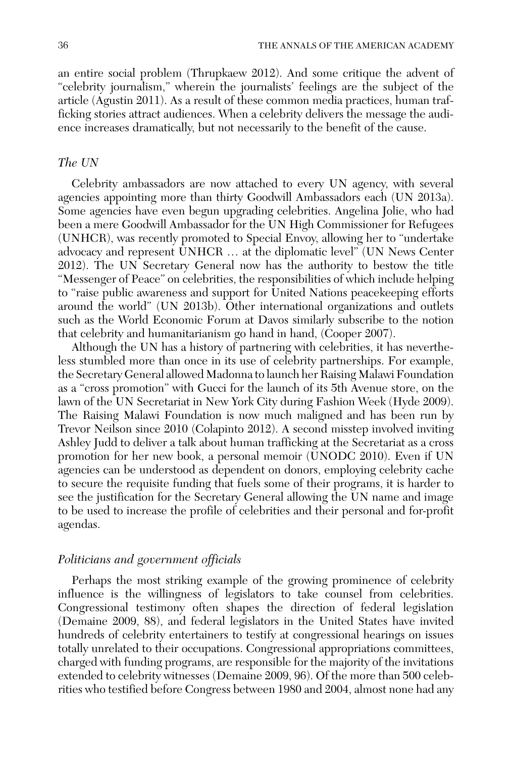an entire social problem (Thrupkaew 2012). And some critique the advent of "celebrity journalism," wherein the journalists' feelings are the subject of the article (Agustin 2011). As a result of these common media practices, human trafficking stories attract audiences. When a celebrity delivers the message the audience increases dramatically, but not necessarily to the benefit of the cause.

### *The UN*

Celebrity ambassadors are now attached to every UN agency, with several agencies appointing more than thirty Goodwill Ambassadors each (UN 2013a). Some agencies have even begun upgrading celebrities. Angelina Jolie, who had been a mere Goodwill Ambassador for the UN High Commissioner for Refugees (UNHCR), was recently promoted to Special Envoy, allowing her to "undertake advocacy and represent UNHCR … at the diplomatic level" (UN News Center 2012). The UN Secretary General now has the authority to bestow the title "Messenger of Peace" on celebrities, the responsibilities of which include helping to "raise public awareness and support for United Nations peacekeeping efforts around the world" (UN 2013b). Other international organizations and outlets such as the World Economic Forum at Davos similarly subscribe to the notion that celebrity and humanitarianism go hand in hand, (Cooper 2007).

Although the UN has a history of partnering with celebrities, it has nevertheless stumbled more than once in its use of celebrity partnerships. For example, the Secretary General allowed Madonna to launch her Raising Malawi Foundation as a "cross promotion" with Gucci for the launch of its 5th Avenue store, on the lawn of the UN Secretariat in New York City during Fashion Week (Hyde 2009). The Raising Malawi Foundation is now much maligned and has been run by Trevor Neilson since 2010 (Colapinto 2012). A second misstep involved inviting Ashley Judd to deliver a talk about human trafficking at the Secretariat as a cross promotion for her new book, a personal memoir (UNODC 2010). Even if UN agencies can be understood as dependent on donors, employing celebrity cache to secure the requisite funding that fuels some of their programs, it is harder to see the justification for the Secretary General allowing the UN name and image to be used to increase the profile of celebrities and their personal and for-profit agendas.

### *Politicians and government officials*

Perhaps the most striking example of the growing prominence of celebrity influence is the willingness of legislators to take counsel from celebrities. Congressional testimony often shapes the direction of federal legislation (Demaine 2009, 88), and federal legislators in the United States have invited hundreds of celebrity entertainers to testify at congressional hearings on issues totally unrelated to their occupations. Congressional appropriations committees, charged with funding programs, are responsible for the majority of the invitations extended to celebrity witnesses (Demaine 2009, 96). Of the more than 500 celebrities who testified before Congress between 1980 and 2004, almost none had any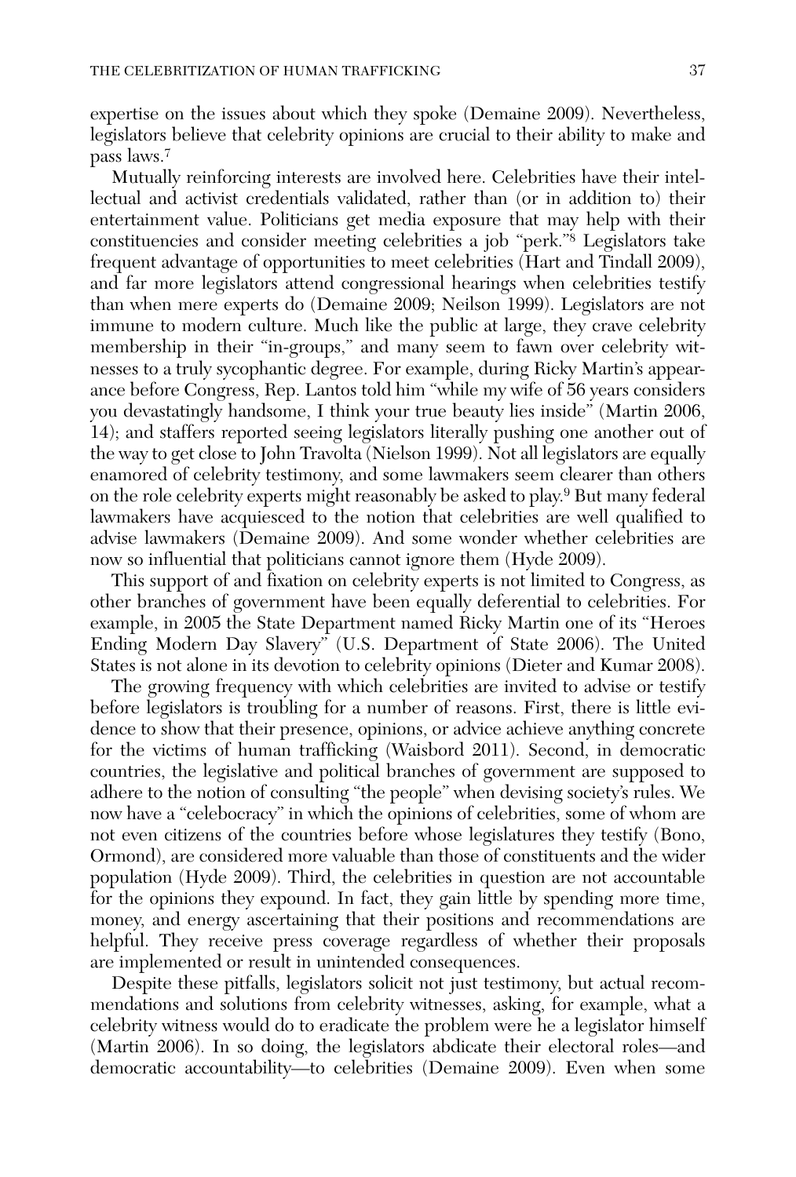expertise on the issues about which they spoke (Demaine 2009). Nevertheless, legislators believe that celebrity opinions are crucial to their ability to make and pass laws.[7]

Mutually reinforcing interests are involved here. Celebrities have their intellectual and activist credentials validated, rather than (or in addition to) their entertainment value. Politicians get media exposure that may help with their constituencies and consider meeting celebrities a job "perk."[8] Legislators take frequent advantage of opportunities to meet celebrities (Hart and Tindall 2009), and far more legislators attend congressional hearings when celebrities testify than when mere experts do (Demaine 2009; Neilson 1999). Legislators are not immune to modern culture. Much like the public at large, they crave celebrity membership in their "in-groups," and many seem to fawn over celebrity witnesses to a truly sycophantic degree. For example, during Ricky Martin's appearance before Congress, Rep. Lantos told him "while my wife of 56 years considers you devastatingly handsome, I think your true beauty lies inside" (Martin 2006, 14); and staffers reported seeing legislators literally pushing one another out of the way to get close to John Travolta (Nielson 1999). Not all legislators are equally enamored of celebrity testimony, and some lawmakers seem clearer than others on the role celebrity experts might reasonably be asked to play.[9] But many federal lawmakers have acquiesced to the notion that celebrities are well qualified to advise lawmakers (Demaine 2009). And some wonder whether celebrities are now so influential that politicians cannot ignore them (Hyde 2009).

This support of and fixation on celebrity experts is not limited to Congress, as other branches of government have been equally deferential to celebrities. For example, in 2005 the State Department named Ricky Martin one of its "Heroes Ending Modern Day Slavery" (U.S. Department of State 2006). The United States is not alone in its devotion to celebrity opinions (Dieter and Kumar 2008).

The growing frequency with which celebrities are invited to advise or testify before legislators is troubling for a number of reasons. First, there is little evidence to show that their presence, opinions, or advice achieve anything concrete for the victims of human trafficking (Waisbord 2011). Second, in democratic countries, the legislative and political branches of government are supposed to adhere to the notion of consulting "the people" when devising society's rules. We now have a "celebocracy" in which the opinions of celebrities, some of whom are not even citizens of the countries before whose legislatures they testify (Bono, Ormond), are considered more valuable than those of constituents and the wider population (Hyde 2009). Third, the celebrities in question are not accountable for the opinions they expound. In fact, they gain little by spending more time, money, and energy ascertaining that their positions and recommendations are helpful. They receive press coverage regardless of whether their proposals are implemented or result in unintended consequences.

Despite these pitfalls, legislators solicit not just testimony, but actual recommendations and solutions from celebrity witnesses, asking, for example, what a celebrity witness would do to eradicate the problem were he a legislator himself (Martin 2006). In so doing, the legislators abdicate their electoral roles—and democratic accountability—to celebrities (Demaine 2009). Even when some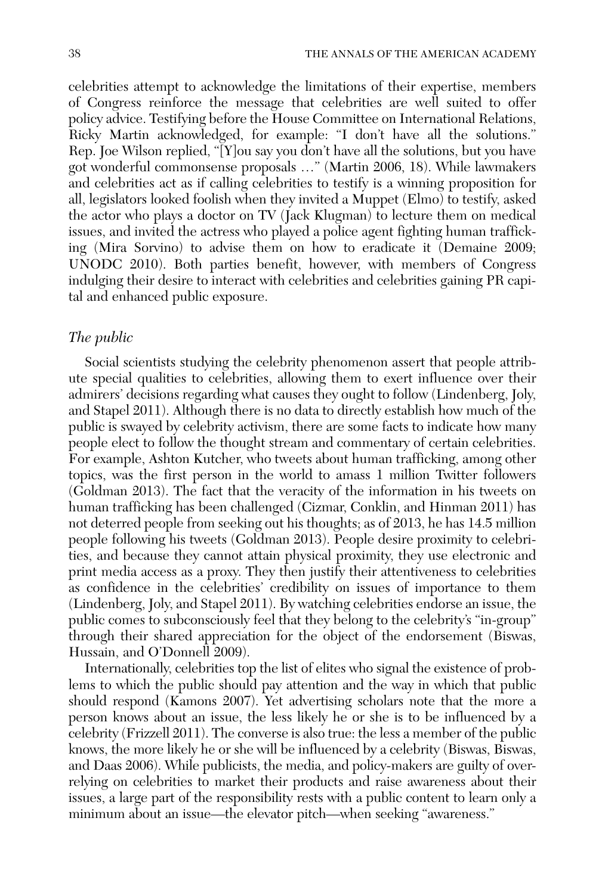celebrities attempt to acknowledge the limitations of their expertise, members of Congress reinforce the message that celebrities are well suited to offer policy advice. Testifying before the House Committee on International Relations, Ricky Martin acknowledged, for example: "I don't have all the solutions." Rep. Joe Wilson replied, "[Y]ou say you don't have all the solutions, but you have got wonderful commonsense proposals …" (Martin 2006, 18). While lawmakers and celebrities act as if calling celebrities to testify is a winning proposition for all, legislators looked foolish when they invited a Muppet (Elmo) to testify, asked the actor who plays a doctor on TV (Jack Klugman) to lecture them on medical issues, and invited the actress who played a police agent fighting human trafficking (Mira Sorvino) to advise them on how to eradicate it (Demaine 2009; UNODC 2010). Both parties benefit, however, with members of Congress indulging their desire to interact with celebrities and celebrities gaining PR capital and enhanced public exposure.

### *The public*

Social scientists studying the celebrity phenomenon assert that people attribute special qualities to celebrities, allowing them to exert influence over their admirers' decisions regarding what causes they ought to follow (Lindenberg, Joly, and Stapel 2011). Although there is no data to directly establish how much of the public is swayed by celebrity activism, there are some facts to indicate how many people elect to follow the thought stream and commentary of certain celebrities. For example, Ashton Kutcher, who tweets about human trafficking, among other topics, was the first person in the world to amass 1 million Twitter followers (Goldman 2013). The fact that the veracity of the information in his tweets on human trafficking has been challenged (Cizmar, Conklin, and Hinman 2011) has not deterred people from seeking out his thoughts; as of 2013, he has 14.5 million people following his tweets (Goldman 2013). People desire proximity to celebrities, and because they cannot attain physical proximity, they use electronic and print media access as a proxy. They then justify their attentiveness to celebrities as confidence in the celebrities' credibility on issues of importance to them (Lindenberg, Joly, and Stapel 2011). By watching celebrities endorse an issue, the public comes to subconsciously feel that they belong to the celebrity's "in-group" through their shared appreciation for the object of the endorsement (Biswas, Hussain, and O'Donnell 2009).

Internationally, celebrities top the list of elites who signal the existence of problems to which the public should pay attention and the way in which that public should respond (Kamons 2007). Yet advertising scholars note that the more a person knows about an issue, the less likely he or she is to be influenced by a celebrity (Frizzell 2011). The converse is also true: the less a member of the public knows, the more likely he or she will be influenced by a celebrity (Biswas, Biswas, and Daas 2006). While publicists, the media, and policy-makers are guilty of over-relying on celebrities to market their products and raise awareness about their issues, a large part of the responsibility rests with a public content to learn only a minimum about an issue—the elevator pitch—when seeking "awareness."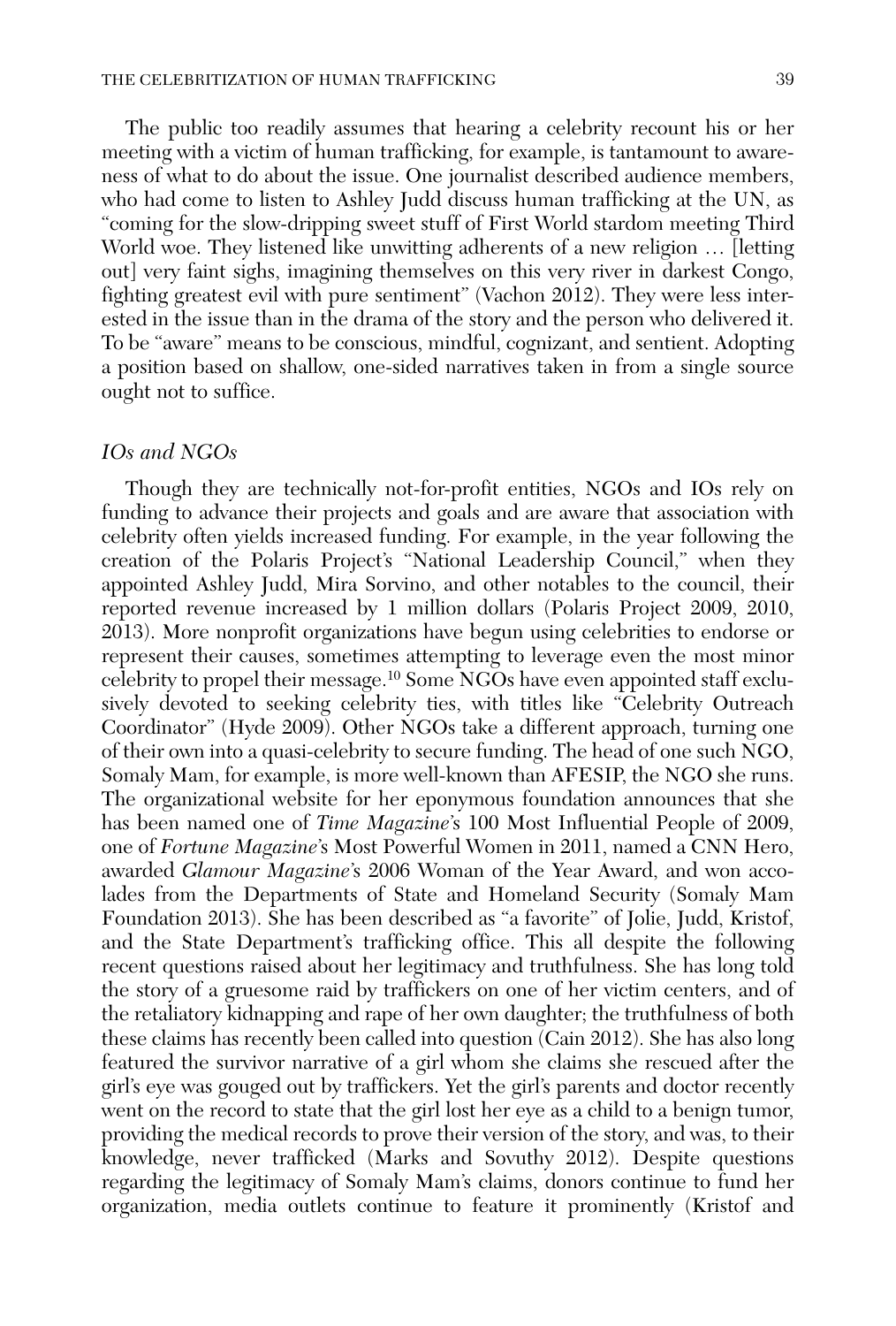The public too readily assumes that hearing a celebrity recount his or her meeting with a victim of human trafficking, for example, is tantamount to awareness of what to do about the issue. One journalist described audience members, who had come to listen to Ashley Judd discuss human trafficking at the UN, as "coming for the slow-dripping sweet stuff of First World stardom meeting Third World woe. They listened like unwitting adherents of a new religion … [letting out] very faint sighs, imagining themselves on this very river in darkest Congo, fighting greatest evil with pure sentiment" (Vachon 2012). They were less interested in the issue than in the drama of the story and the person who delivered it. To be "aware" means to be conscious, mindful, cognizant, and sentient. Adopting a position based on shallow, one-sided narratives taken in from a single source ought not to suffice.

### *IOs and NGOs*

Though they are technically not-for-profit entities, NGOs and IOs rely on funding to advance their projects and goals and are aware that association with celebrity often yields increased funding. For example, in the year following the creation of the Polaris Project's "National Leadership Council," when they appointed Ashley Judd, Mira Sorvino, and other notables to the council, their reported revenue increased by 1 million dollars (Polaris Project 2009, 2010, 2013). More nonprofit organizations have begun using celebrities to endorse or represent their causes, sometimes attempting to leverage even the most minor celebrity to propel their message.[10] Some NGOs have even appointed staff exclusively devoted to seeking celebrity ties, with titles like "Celebrity Outreach Coordinator" (Hyde 2009). Other NGOs take a different approach, turning one of their own into a quasi-celebrity to secure funding. The head of one such NGO, Somaly Mam, for example, is more well-known than AFESIP, the NGO she runs. The organizational website for her eponymous foundation announces that she has been named one of *Time Magazine*'s 100 Most Influential People of 2009, one of *Fortune Magazine*'s Most Powerful Women in 2011, named a CNN Hero, awarded *Glamour Magazine*'s 2006 Woman of the Year Award, and won accolades from the Departments of State and Homeland Security (Somaly Mam Foundation 2013). She has been described as "a favorite" of Jolie, Judd, Kristof, and the State Department's trafficking office. This all despite the following recent questions raised about her legitimacy and truthfulness. She has long told the story of a gruesome raid by traffickers on one of her victim centers, and of the retaliatory kidnapping and rape of her own daughter; the truthfulness of both these claims has recently been called into question (Cain 2012). She has also long featured the survivor narrative of a girl whom she claims she rescued after the girl's eye was gouged out by traffickers. Yet the girl's parents and doctor recently went on the record to state that the girl lost her eye as a child to a benign tumor, providing the medical records to prove their version of the story, and was, to their knowledge, never trafficked (Marks and Sovuthy 2012). Despite questions regarding the legitimacy of Somaly Mam's claims, donors continue to fund her organization, media outlets continue to feature it prominently (Kristof and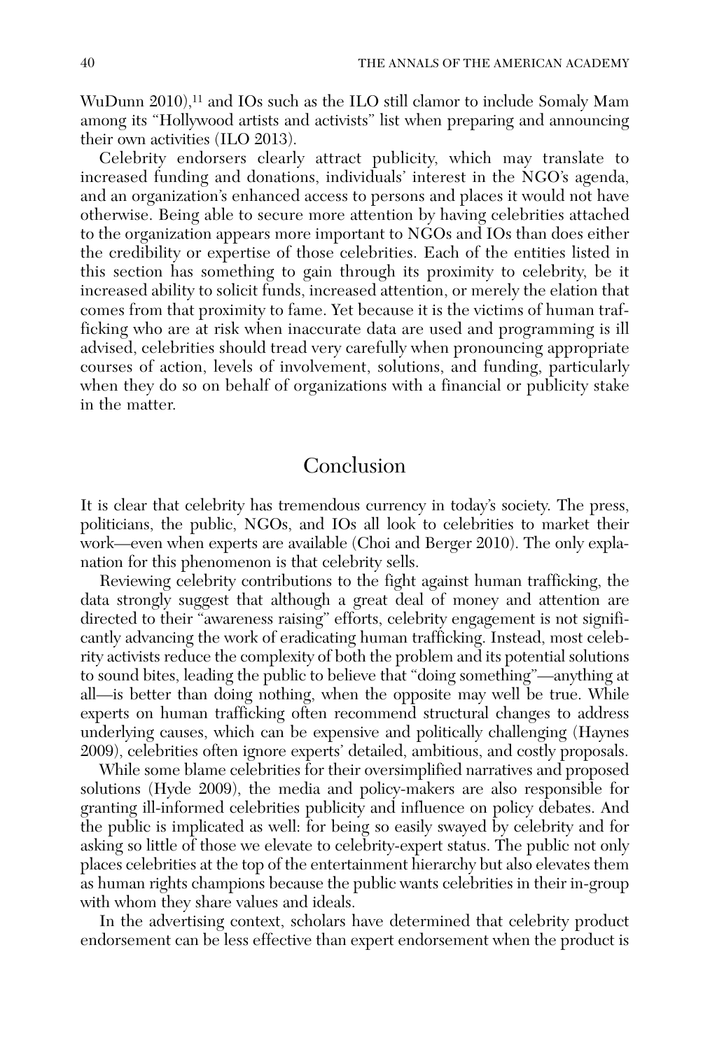WuDunn 2010),[11] and IOs such as the ILO still clamor to include Somaly Mam among its "Hollywood artists and activists" list when preparing and announcing their own activities (ILO 2013).

Celebrity endorsers clearly attract publicity, which may translate to increased funding and donations, individuals' interest in the NGO's agenda, and an organization's enhanced access to persons and places it would not have otherwise. Being able to secure more attention by having celebrities attached to the organization appears more important to NGOs and IOs than does either the credibility or expertise of those celebrities. Each of the entities listed in this section has something to gain through its proximity to celebrity, be it increased ability to solicit funds, increased attention, or merely the elation that comes from that proximity to fame. Yet because it is the victims of human trafficking who are at risk when inaccurate data are used and programming is ill advised, celebrities should tread very carefully when pronouncing appropriate courses of action, levels of involvement, solutions, and funding, particularly when they do so on behalf of organizations with a financial or publicity stake in the matter.

## Conclusion

It is clear that celebrity has tremendous currency in today's society. The press, politicians, the public, NGOs, and IOs all look to celebrities to market their work—even when experts are available (Choi and Berger 2010). The only explanation for this phenomenon is that celebrity sells.

Reviewing celebrity contributions to the fight against human trafficking, the data strongly suggest that although a great deal of money and attention are directed to their "awareness raising" efforts, celebrity engagement is not significantly advancing the work of eradicating human trafficking. Instead, most celebrity activists reduce the complexity of both the problem and its potential solutions to sound bites, leading the public to believe that "doing something"—anything at all—is better than doing nothing, when the opposite may well be true. While experts on human trafficking often recommend structural changes to address underlying causes, which can be expensive and politically challenging (Haynes 2009), celebrities often ignore experts' detailed, ambitious, and costly proposals.

While some blame celebrities for their oversimplified narratives and proposed solutions (Hyde 2009), the media and policy-makers are also responsible for granting ill-informed celebrities publicity and influence on policy debates. And the public is implicated as well: for being so easily swayed by celebrity and for asking so little of those we elevate to celebrity-expert status. The public not only places celebrities at the top of the entertainment hierarchy but also elevates them as human rights champions because the public wants celebrities in their in-group with whom they share values and ideals.

In the advertising context, scholars have determined that celebrity product endorsement can be less effective than expert endorsement when the product is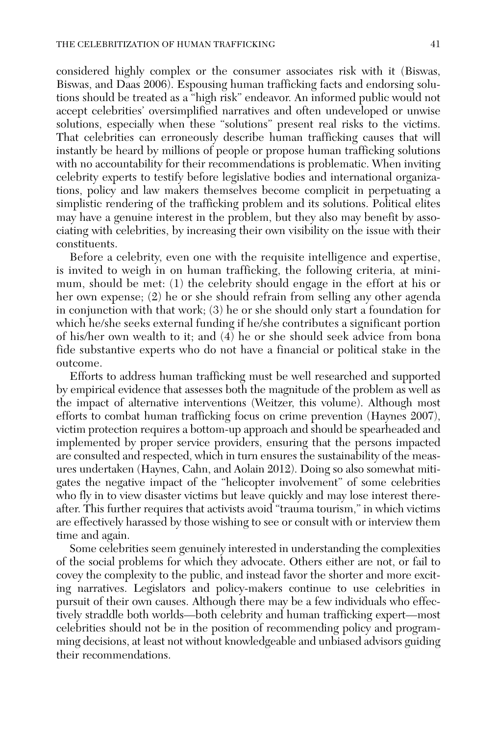considered highly complex or the consumer associates risk with it (Biswas, Biswas, and Daas 2006). Espousing human trafficking facts and endorsing solutions should be treated as a "high risk" endeavor. An informed public would not accept celebrities' oversimplified narratives and often undeveloped or unwise solutions, especially when these "solutions" present real risks to the victims. That celebrities can erroneously describe human trafficking causes that will instantly be heard by millions of people or propose human trafficking solutions with no accountability for their recommendations is problematic. When inviting celebrity experts to testify before legislative bodies and international organizations, policy and law makers themselves become complicit in perpetuating a simplistic rendering of the trafficking problem and its solutions. Political elites may have a genuine interest in the problem, but they also may benefit by associating with celebrities, by increasing their own visibility on the issue with their constituents.

Before a celebrity, even one with the requisite intelligence and expertise, is invited to weigh in on human trafficking, the following criteria, at minimum, should be met: (1) the celebrity should engage in the effort at his or her own expense; (2) he or she should refrain from selling any other agenda in conjunction with that work; (3) he or she should only start a foundation for which he/she seeks external funding if he/she contributes a significant portion of his/her own wealth to it; and (4) he or she should seek advice from bona fide substantive experts who do not have a financial or political stake in the outcome.

Efforts to address human trafficking must be well researched and supported by empirical evidence that assesses both the magnitude of the problem as well as the impact of alternative interventions (Weitzer, this volume). Although most efforts to combat human trafficking focus on crime prevention (Haynes 2007), victim protection requires a bottom-up approach and should be spearheaded and implemented by proper service providers, ensuring that the persons impacted are consulted and respected, which in turn ensures the sustainability of the measures undertaken (Haynes, Cahn, and Aolain 2012). Doing so also somewhat mitigates the negative impact of the "helicopter involvement" of some celebrities who fly in to view disaster victims but leave quickly and may lose interest thereafter. This further requires that activists avoid "trauma tourism," in which victims are effectively harassed by those wishing to see or consult with or interview them time and again.

Some celebrities seem genuinely interested in understanding the complexities of the social problems for which they advocate. Others either are not, or fail to covey the complexity to the public, and instead favor the shorter and more exciting narratives. Legislators and policy-makers continue to use celebrities in pursuit of their own causes. Although there may be a few individuals who effectively straddle both worlds—both celebrity and human trafficking expert—most celebrities should not be in the position of recommending policy and programming decisions, at least not without knowledgeable and unbiased advisors guiding their recommendations.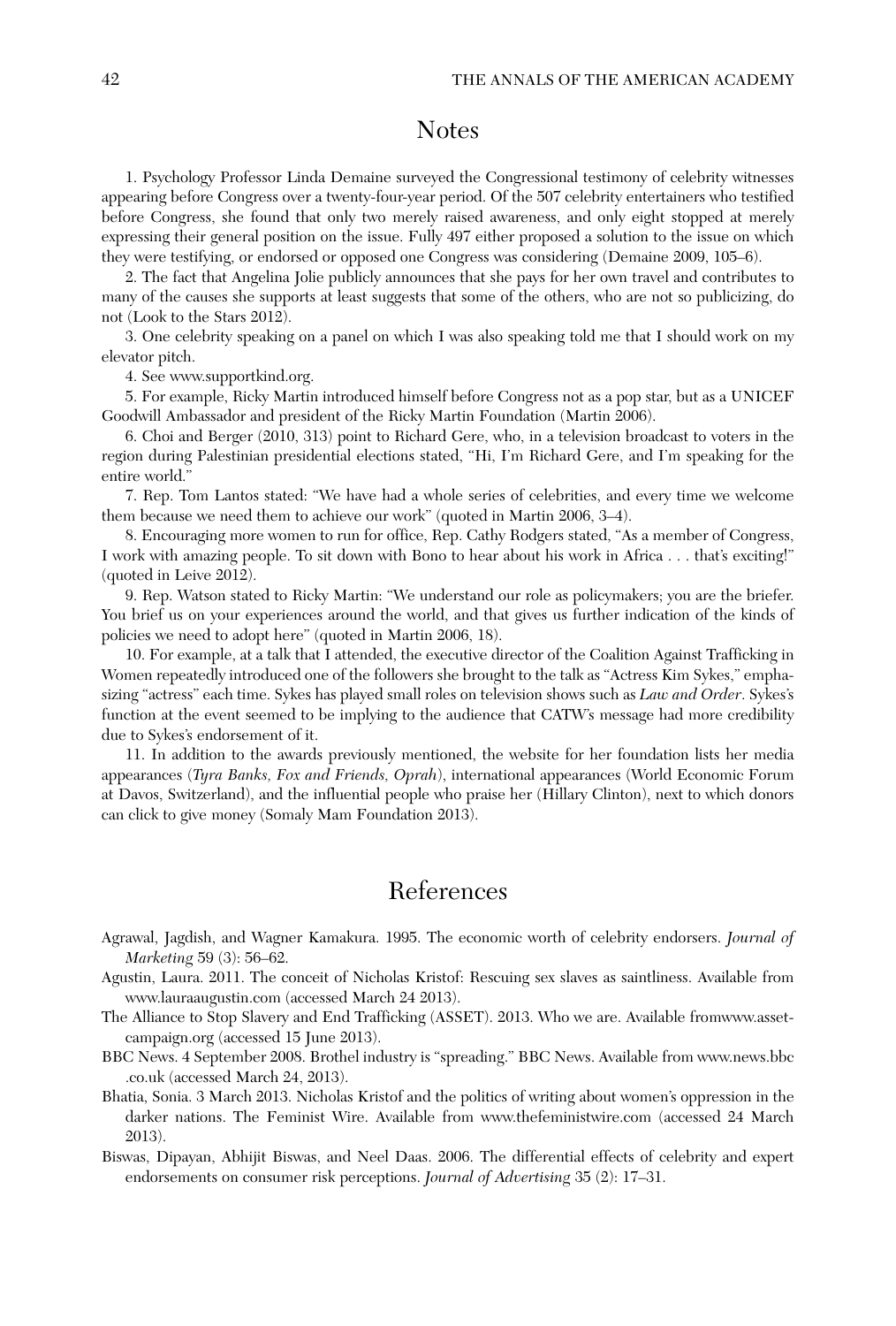## Notes

1. Psychology Professor Linda Demaine surveyed the Congressional testimony of celebrity witnesses appearing before Congress over a twenty-four-year period. Of the 507 celebrity entertainers who testified before Congress, she found that only two merely raised awareness, and only eight stopped at merely expressing their general position on the issue. Fully 497 either proposed a solution to the issue on which they were testifying, or endorsed or opposed one Congress was considering (Demaine 2009, 105–6).

2. The fact that Angelina Jolie publicly announces that she pays for her own travel and contributes to many of the causes she supports at least suggests that some of the others, who are not so publicizing, do not (Look to the Stars 2012).

3. One celebrity speaking on a panel on which I was also speaking told me that I should work on my elevator pitch.

4. See www.supportkind.org.

5. For example, Ricky Martin introduced himself before Congress not as a pop star, but as a UNICEF Goodwill Ambassador and president of the Ricky Martin Foundation (Martin 2006).

6. Choi and Berger (2010, 313) point to Richard Gere, who, in a television broadcast to voters in the region during Palestinian presidential elections stated, "Hi, I'm Richard Gere, and I'm speaking for the entire world."

7. Rep. Tom Lantos stated: "We have had a whole series of celebrities, and every time we welcome them because we need them to achieve our work" (quoted in Martin 2006, 3–4).

8. Encouraging more women to run for office, Rep. Cathy Rodgers stated, "As a member of Congress, I work with amazing people. To sit down with Bono to hear about his work in Africa . . . that's exciting!" (quoted in Leive 2012).

9. Rep. Watson stated to Ricky Martin: "We understand our role as policymakers; you are the briefer. You brief us on your experiences around the world, and that gives us further indication of the kinds of policies we need to adopt here" (quoted in Martin 2006, 18).

10. For example, at a talk that I attended, the executive director of the Coalition Against Trafficking in Women repeatedly introduced one of the followers she brought to the talk as "Actress Kim Sykes," emphasizing "actress" each time. Sykes has played small roles on television shows such as *Law and Order*. Sykes's function at the event seemed to be implying to the audience that CATW's message had more credibility due to Sykes's endorsement of it.

11. In addition to the awards previously mentioned, the website for her foundation lists her media appearances (*Tyra Banks, Fox and Friends, Oprah*), international appearances (World Economic Forum at Davos, Switzerland), and the influential people who praise her (Hillary Clinton), next to which donors can click to give money (Somaly Mam Foundation 2013).

## References

Agrawal, Jagdish, and Wagner Kamakura. 1995. The economic worth of celebrity endorsers. *Journal of Marketing* 59 (3): 56–62.

Agustin, Laura. 2011. The conceit of Nicholas Kristof: Rescuing sex slaves as saintliness. Available from www.lauraagustin.com (accessed March 24 2013).

The Alliance to Stop Slavery and End Trafficking (ASSET). 2013. Who we are. Available fromwww.asset-campaign.org (accessed 15 June 2013).

BBC News. 4 September 2008. Brothel industry is "spreading." BBC News. Available from www.news.bbc.co.uk (accessed March 24, 2013).

Bhatia, Sonia. 3 March 2013. Nicholas Kristof and the politics of writing about women's oppression in the darker nations. The Feminist Wire. Available from www.thefeministwire.com (accessed 24 March 2013).

Biswas, Dipayan, Abhijit Biswas, and Neel Daas. 2006. The differential effects of celebrity and expert endorsements on consumer risk perceptions. *Journal of Advertising* 35 (2): 17–31.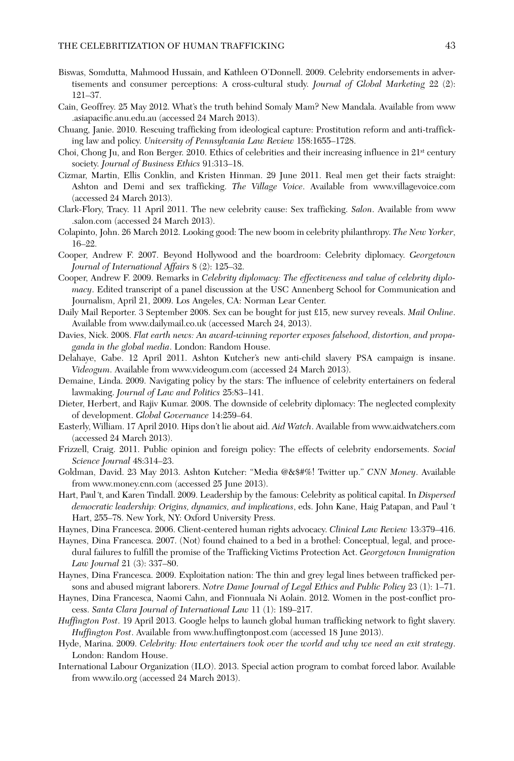Biswas, Somdutta, Mahmood Hussain, and Kathleen O'Donnell. 2009. Celebrity endorsements in advertisements and consumer perceptions: A cross-cultural study. *Journal of Global Marketing* 22 (2): 121–37.

Cain, Geoffrey. 25 May 2012. What's the truth behind Somaly Mam? New Mandala. Available from www.asiapacific.anu.edu.au (accessed 24 March 2013).

Chuang, Janie. 2010. Rescuing trafficking from ideological capture: Prostitution reform and anti-trafficking law and policy. *University of Pennsylvania Law Review* 158:1655–1728.

Choi, Chong Ju, and Ron Berger. 2010. Ethics of celebrities and their increasing influence in 21st century society. *Journal of Business Ethics* 91:313–18.

Cizmar, Martin, Ellis Conklin, and Kristen Hinman. 29 June 2011. Real men get their facts straight: Ashton and Demi and sex trafficking. *The Village Voice*. Available from www.villagevoice.com (accessed 24 March 2013).

Clark-Flory, Tracy. 11 April 2011. The new celebrity cause: Sex trafficking. *Salon*. Available from www.salon.com (accessed 24 March 2013).

Colapinto, John. 26 March 2012. Looking good: The new boom in celebrity philanthropy. *The New Yorker*, 16–22.

Cooper, Andrew F. 2007. Beyond Hollywood and the boardroom: Celebrity diplomacy. *Georgetown Journal of International Affairs* 8 (2): 125–32.

Cooper, Andrew F. 2009. Remarks in *Celebrity diplomacy: The effectiveness and value of celebrity diplomacy*. Edited transcript of a panel discussion at the USC Annenberg School for Communication and Journalism, April 21, 2009. Los Angeles, CA: Norman Lear Center.

Daily Mail Reporter. 3 September 2008. Sex can be bought for just £15, new survey reveals. *Mail Online*. Available from www.dailymail.co.uk (accessed March 24, 2013).

Davies, Nick. 2008. *Flat earth news: An award-winning reporter exposes falsehood, distortion, and propaganda in the global media*. London: Random House.

Delahaye, Gabe. 12 April 2011. Ashton Kutcher's new anti-child slavery PSA campaign is insane. *Videogum*. Available from www.videogum.com (accessed 24 March 2013).

Demaine, Linda. 2009. Navigating policy by the stars: The influence of celebrity entertainers on federal lawmaking. *Journal of Law and Politics* 25:83–141.

Dieter, Herbert, and Rajiv Kumar. 2008. The downside of celebrity diplomacy: The neglected complexity of development. *Global Governance* 14:259–64.

Easterly, William. 17 April 2010. Hips don't lie about aid. *Aid Watch*. Available from www.aidwatchers.com (accessed 24 March 2013).

Frizzell, Craig. 2011. Public opinion and foreign policy: The effects of celebrity endorsements. *Social Science Journal* 48:314–23.

Goldman, David. 23 May 2013. Ashton Kutcher: "Media @&$#%! Twitter up." *CNN Money*. Available from www.money.cnn.com (accessed 25 June 2013).

Hart, Paul 't, and Karen Tindall. 2009. Leadership by the famous: Celebrity as political capital. In *Dispersed democratic leadership: Origins, dynamics, and implications*, eds. John Kane, Haig Patapan, and Paul 't Hart, 255–78. New York, NY: Oxford University Press.

Haynes, Dina Francesca. 2006. Client-centered human rights advocacy. *Clinical Law Review* 13:379–416.

Haynes, Dina Francesca. 2007. (Not) found chained to a bed in a brothel: Conceptual, legal, and procedural failures to fulfill the promise of the Trafficking Victims Protection Act. *Georgetown Immigration Law Journal* 21 (3): 337–80.

Haynes, Dina Francesca. 2009. Exploitation nation: The thin and grey legal lines between trafficked persons and abused migrant laborers. *Notre Dame Journal of Legal Ethics and Public Policy* 23 (1): 1–71.

Haynes, Dina Francesca, Naomi Cahn, and Fionnuala Ni Aolain. 2012. Women in the post-conflict process. *Santa Clara Journal of International Law* 11 (1): 189–217.

*Huffington Post*. 19 April 2013. Google helps to launch global human trafficking network to fight slavery. *Huffington Post*. Available from www.huffingtonpost.com (accessed 18 June 2013).

Hyde, Marina. 2009. *Celebrity: How entertainers took over the world and why we need an exit strategy*. London: Random House.

International Labour Organization (ILO). 2013. Special action program to combat forced labor. Available from www.ilo.org (accessed 24 March 2013).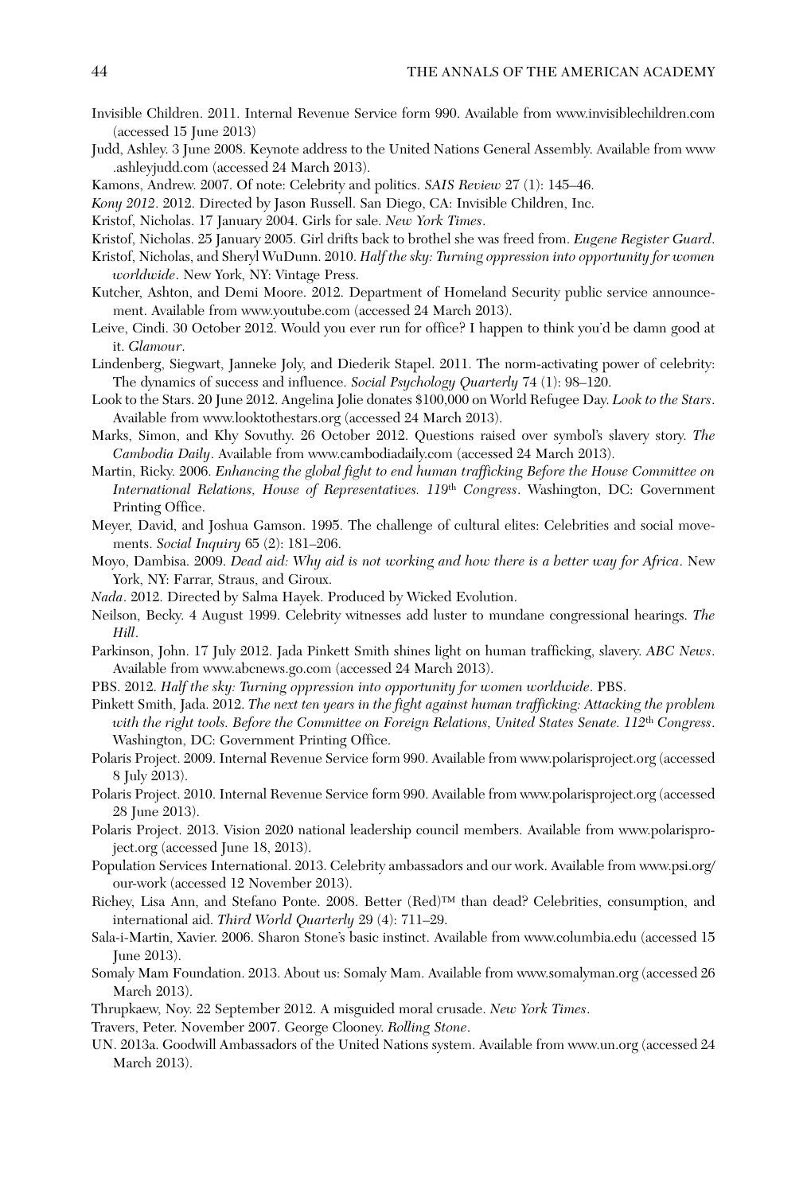Invisible Children. 2011. Internal Revenue Service form 990. Available from www.invisiblechildren.com (accessed 15 June 2013)

Judd, Ashley. 3 June 2008. Keynote address to the United Nations General Assembly. Available from www.ashleyjudd.com (accessed 24 March 2013).

Kamons, Andrew. 2007. Of note: Celebrity and politics. *SAIS Review* 27 (1): 145–46.

*Kony 2012*. 2012. Directed by Jason Russell. San Diego, CA: Invisible Children, Inc.

Kristof, Nicholas. 17 January 2004. Girls for sale. *New York Times*.

Kristof, Nicholas. 25 January 2005. Girl drifts back to brothel she was freed from. *Eugene Register Guard*.

Kristof, Nicholas, and Sheryl WuDunn. 2010. *Half the sky: Turning oppression into opportunity for women worldwide*. New York, NY: Vintage Press.

Kutcher, Ashton, and Demi Moore. 2012. Department of Homeland Security public service announcement. Available from www.youtube.com (accessed 24 March 2013).

Leive, Cindi. 30 October 2012. Would you ever run for office? I happen to think you'd be damn good at it. *Glamour*.

Lindenberg, Siegwart, Janneke Joly, and Diederik Stapel. 2011. The norm-activating power of celebrity: The dynamics of success and influence. *Social Psychology Quarterly* 74 (1): 98–120.

Look to the Stars. 20 June 2012. Angelina Jolie donates $100,000 on World Refugee Day. *Look to the Stars*. Available from www.looktothestars.org (accessed 24 March 2013).

Marks, Simon, and Khy Sovuthy. 26 October 2012. Questions raised over symbol's slavery story. *The Cambodia Daily*. Available from www.cambodiadaily.com (accessed 24 March 2013).

Martin, Ricky. 2006. *Enhancing the global fight to end human trafficking Before the House Committee on International Relations, House of Representatives. 119th Congress*. Washington, DC: Government Printing Office.

Meyer, David, and Joshua Gamson. 1995. The challenge of cultural elites: Celebrities and social movements. *Social Inquiry* 65 (2): 181–206.

Moyo, Dambisa. 2009. *Dead aid: Why aid is not working and how there is a better way for Africa*. New York, NY: Farrar, Straus, and Giroux.

*Nada*. 2012. Directed by Salma Hayek. Produced by Wicked Evolution.

Neilson, Becky. 4 August 1999. Celebrity witnesses add luster to mundane congressional hearings. *The Hill*.

Parkinson, John. 17 July 2012. Jada Pinkett Smith shines light on human trafficking, slavery. *ABC News*. Available from www.abcnews.go.com (accessed 24 March 2013).

PBS. 2012. *Half the sky: Turning oppression into opportunity for women worldwide*. PBS.

Pinkett Smith, Jada. 2012. *The next ten years in the fight against human trafficking: Attacking the problem with the right tools. Before the Committee on Foreign Relations, United States Senate. 112th Congress*. Washington, DC: Government Printing Office.

Polaris Project. 2009. Internal Revenue Service form 990. Available from www.polarisproject.org (accessed 8 July 2013).

Polaris Project. 2010. Internal Revenue Service form 990. Available from www.polarisproject.org (accessed 28 June 2013).

Polaris Project. 2013. Vision 2020 national leadership council members. Available from www.polarisproject.org (accessed June 18, 2013).

Population Services International. 2013. Celebrity ambassadors and our work. Available from www.psi.org/our-work (accessed 12 November 2013).

Richey, Lisa Ann, and Stefano Ponte. 2008. Better (Red)™ than dead? Celebrities, consumption, and international aid. *Third World Quarterly* 29 (4): 711–29.

Sala-i-Martin, Xavier. 2006. Sharon Stone's basic instinct. Available from www.columbia.edu (accessed 15 June 2013).

Somaly Mam Foundation. 2013. About us: Somaly Mam. Available from www.somalyman.org (accessed 26 March 2013).

Thrupkaew, Noy. 22 September 2012. A misguided moral crusade. *New York Times*.

Travers, Peter. November 2007. George Clooney. *Rolling Stone*.

UN. 2013a. Goodwill Ambassadors of the United Nations system. Available from www.un.org (accessed 24 March 2013).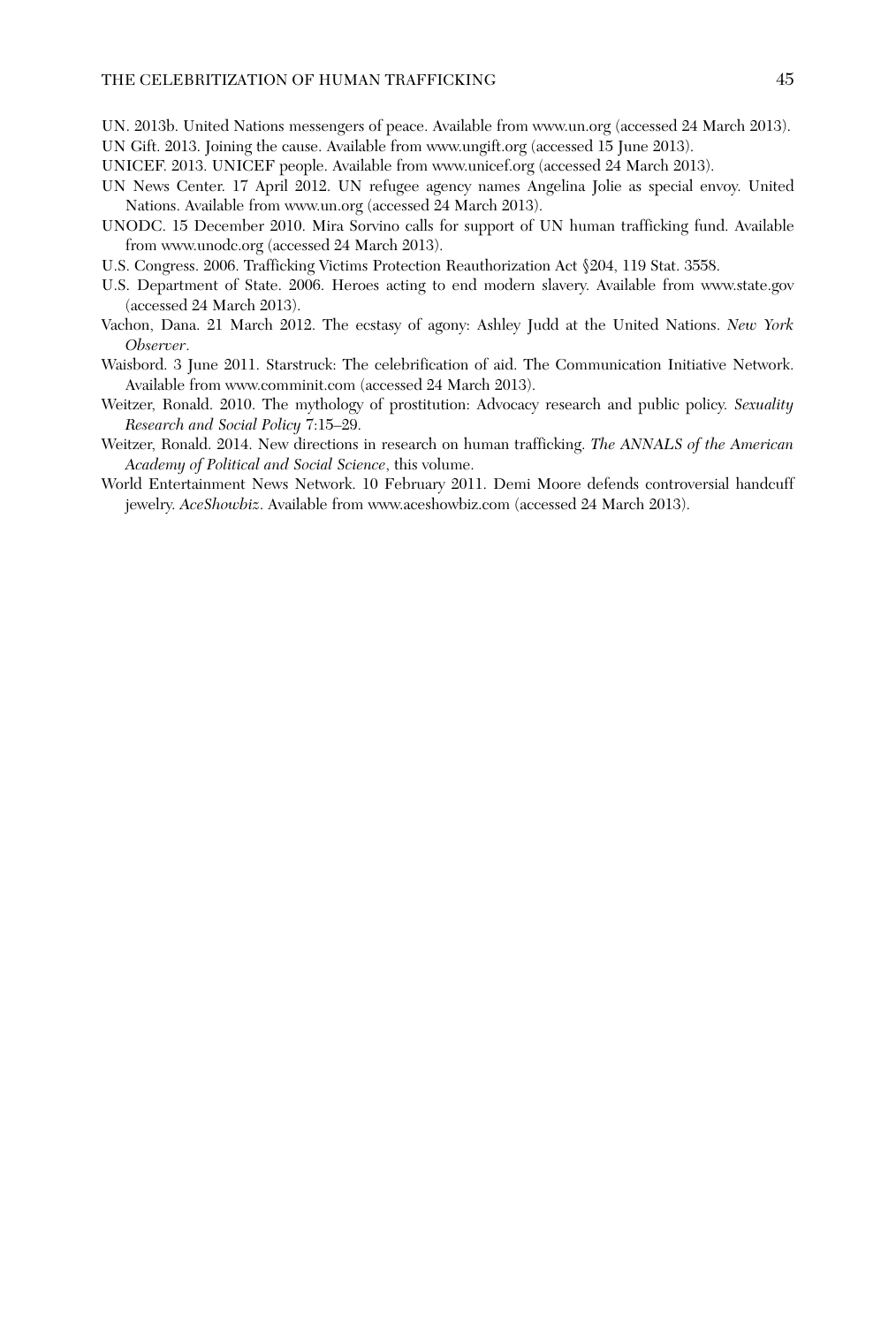UN. 2013b. United Nations messengers of peace. Available from www.un.org (accessed 24 March 2013).

UN Gift. 2013. Joining the cause. Available from www.ungift.org (accessed 15 June 2013).

UNICEF. 2013. UNICEF people. Available from www.unicef.org (accessed 24 March 2013).

UN News Center. 17 April 2012. UN refugee agency names Angelina Jolie as special envoy. United Nations. Available from www.un.org (accessed 24 March 2013).

UNODC. 15 December 2010. Mira Sorvino calls for support of UN human trafficking fund. Available from www.unodc.org (accessed 24 March 2013).

U.S. Congress. 2006. Trafficking Victims Protection Reauthorization Act §204, 119 Stat. 3558.

U.S. Department of State. 2006. Heroes acting to end modern slavery. Available from www.state.gov (accessed 24 March 2013).

Vachon, Dana. 21 March 2012. The ecstasy of agony: Ashley Judd at the United Nations. *New York Observer*.

Waisbord. 3 June 2011. Starstruck: The celebrification of aid. The Communication Initiative Network. Available from www.comminit.com (accessed 24 March 2013).

Weitzer, Ronald. 2010. The mythology of prostitution: Advocacy research and public policy. *Sexuality Research and Social Policy* 7:15–29.

Weitzer, Ronald. 2014. New directions in research on human trafficking. *The ANNALS of the American Academy of Political and Social Science*, this volume.

World Entertainment News Network. 10 February 2011. Demi Moore defends controversial handcuff jewelry. *AceShowbiz*. Available from www.aceshowbiz.com (accessed 24 March 2013).